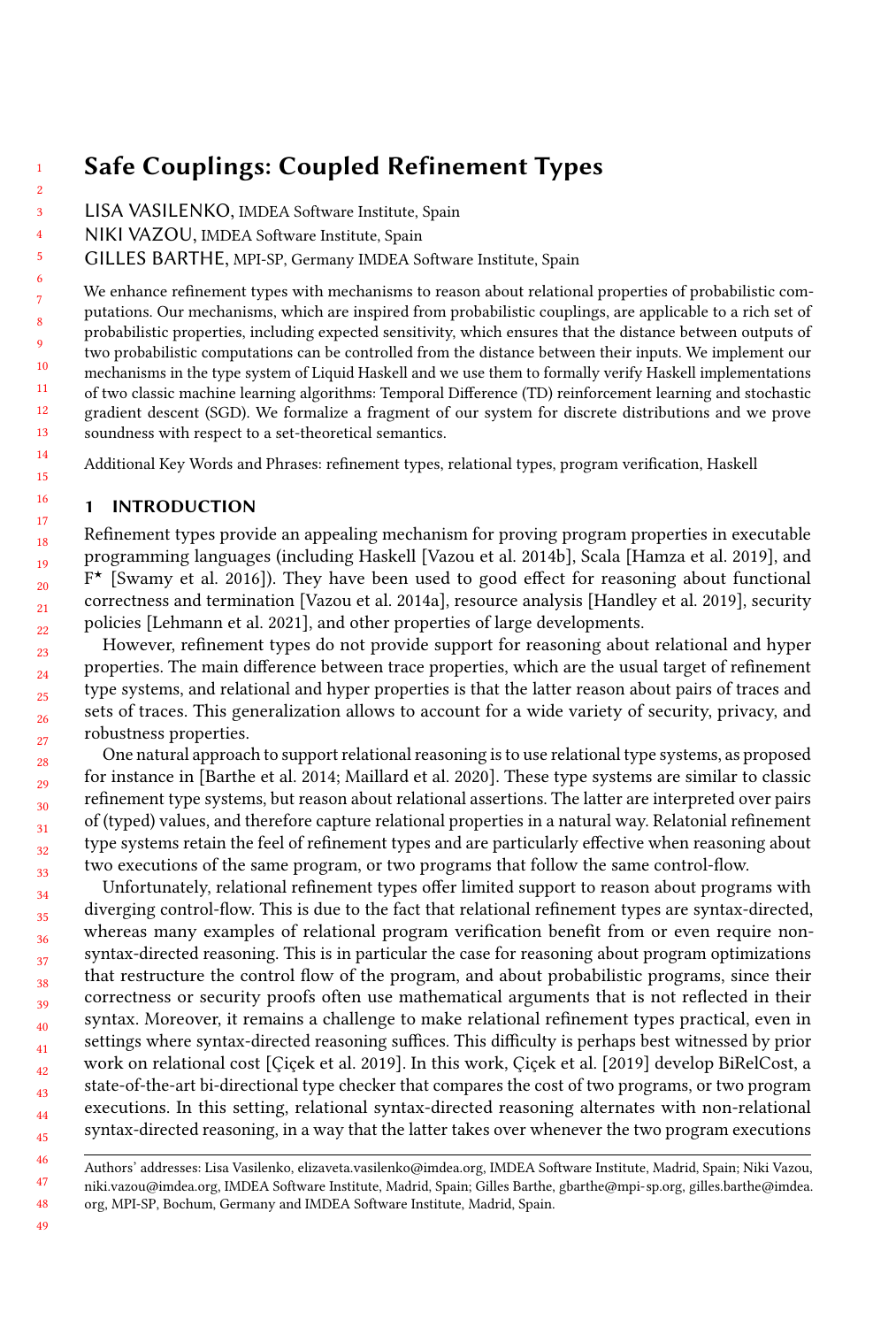# Safe Couplings: Coupled Refinement Types

LISA VASILENKO, IMDEA Software Institute, Spain

NIKI VAZOU, IMDEA Software Institute, Spain

GILLES BARTHE, MPI-SP, Germany IMDEA Software Institute, Spain

We enhance refinement types with mechanisms to reason about relational properties of probabilistic computations. Our mechanisms, which are inspired from probabilistic couplings, are applicable to a rich set of probabilistic properties, including expected sensitivity, which ensures that the distance between outputs of two probabilistic computations can be controlled from the distance between their inputs. We implement our mechanisms in the type system of Liquid Haskell and we use them to formally verify Haskell implementations of two classic machine learning algorithms: Temporal Difference (TD) reinforcement learning and stochastic gradient descent (SGD). We formalize a fragment of our system for discrete distributions and we prove soundness with respect to a set-theoretical semantics.

Additional Key Words and Phrases: refinement types, relational types, program verification, Haskell

## 1 INTRODUCTION

Refinement types provide an appealing mechanism for proving program properties in executable programming languages (including Haskell [Vazou et al. 2014b], Scala [Hamza et al. 2019], and F⋆ [Swamy et al. 2016]). They have been used to good effect for reasoning about functional correctness and termination [Vazou et al. 2014a], resource analysis [Handley et al. 2019], security policies [Lehmann et al. 2021], and other properties of large developments.

However, refinement types do not provide support for reasoning about relational and hyper properties. The main difference between trace properties, which are the usual target of refinement type systems, and relational and hyper properties is that the latter reason about pairs of traces and sets of traces. This generalization allows to account for a wide variety of security, privacy, and robustness properties.

One natural approach to support relational reasoning is to use relational type systems, as proposed for instance in [Barthe et al. 2014; Maillard et al. 2020]. These type systems are similar to classic refinement type systems, but reason about relational assertions. The latter are interpreted over pairs of (typed) values, and therefore capture relational properties in a natural way. Relatonial refinement type systems retain the feel of refinement types and are particularly effective when reasoning about two executions of the same program, or two programs that follow the same control-flow.

Unfortunately, relational refinement types offer limited support to reason about programs with diverging control-flow. This is due to the fact that relational refinement types are syntax-directed, whereas many examples of relational program verification benefit from or even require non-syntax-directed reasoning. This is in particular the case for reasoning about program optimizations that restructure the control flow of the program, and about probabilistic programs, since their correctness or security proofs often use mathematical arguments that is not reflected in their syntax. Moreover, it remains a challenge to make relational refinement types practical, even in settings where syntax-directed reasoning suffices. This difficulty is perhaps best witnessed by prior work on relational cost [Çiçek et al. 2019]. In this work, Çiçek et al. [2019] develop BiRelCost, a state-of-the-art bi-directional type checker that compares the cost of two programs, or two program executions. In this setting, relational syntax-directed reasoning alternates with non-relational syntax-directed reasoning, in a way that the latter takes over whenever the two program executions

Authors' addresses: Lisa Vasilenko, elizaveta.vasilenko@imdea.org, IMDEA Software Institute, Madrid, Spain; Niki Vazou, niki.vazou@imdea.org, IMDEA Software Institute, Madrid, Spain; Gilles Barthe, gbarthe@mpi-sp.org, gilles.barthe@imdea.org, MPI-SP, Bochum, Germany and IMDEA Software Institute, Madrid, Spain.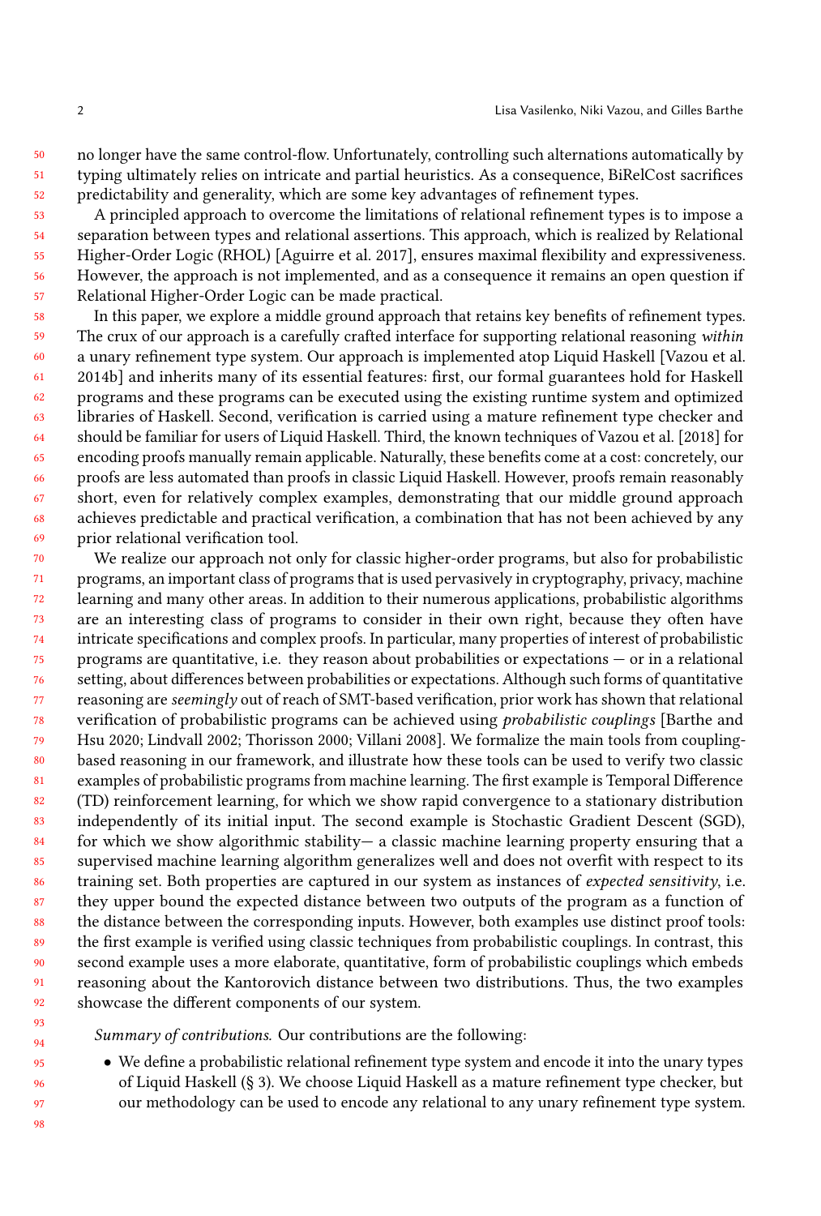no longer have the same control-flow. Unfortunately, controlling such alternations automatically by typing ultimately relies on intricate and partial heuristics. As a consequence, BiRelCost sacrifices predictability and generality, which are some key advantages of refinement types.

A principled approach to overcome the limitations of relational refinement types is to impose a separation between types and relational assertions. This approach, which is realized by Relational Higher-Order Logic (RHOL) [Aguirre et al. 2017], ensures maximal flexibility and expressiveness. However, the approach is not implemented, and as a consequence it remains an open question if Relational Higher-Order Logic can be made practical.

In this paper, we explore a middle ground approach that retains key benefits of refinement types. The crux of our approach is a carefully crafted interface for supporting relational reasoning *within* a unary refinement type system. Our approach is implemented atop Liquid Haskell [Vazou et al. 2014b] and inherits many of its essential features: first, our formal guarantees hold for Haskell programs and these programs can be executed using the existing runtime system and optimized libraries of Haskell. Second, verification is carried using a mature refinement type checker and should be familiar for users of Liquid Haskell. Third, the known techniques of Vazou et al. [2018] for encoding proofs manually remain applicable. Naturally, these benefits come at a cost: concretely, our proofs are less automated than proofs in classic Liquid Haskell. However, proofs remain reasonably short, even for relatively complex examples, demonstrating that our middle ground approach achieves predictable and practical verification, a combination that has not been achieved by any prior relational verification tool.

We realize our approach not only for classic higher-order programs, but also for probabilistic programs, an important class of programs that is used pervasively in cryptography, privacy, machine learning and many other areas. In addition to their numerous applications, probabilistic algorithms are an interesting class of programs to consider in their own right, because they often have intricate specifications and complex proofs. In particular, many properties of interest of probabilistic programs are quantitative, i.e. they reason about probabilities or expectations — or in a relational setting, about differences between probabilities or expectations. Although such forms of quantitative reasoning are *seemingly* out of reach of SMT-based verification, prior work has shown that relational verification of probabilistic programs can be achieved using *probabilistic couplings* [Barthe and Hsu 2020; Lindvall 2002; Thorisson 2000; Villani 2008]. We formalize the main tools from coupling-based reasoning in our framework, and illustrate how these tools can be used to verify two classic examples of probabilistic programs from machine learning. The first example is Temporal Difference (TD) reinforcement learning, for which we show rapid convergence to a stationary distribution independently of its initial input. The second example is Stochastic Gradient Descent (SGD), for which we show algorithmic stability— a classic machine learning property ensuring that a supervised machine learning algorithm generalizes well and does not overfit with respect to its training set. Both properties are captured in our system as instances of *expected sensitivity*, i.e. they upper bound the expected distance between two outputs of the program as a function of the distance between the corresponding inputs. However, both examples use distinct proof tools: the first example is verified using classic techniques from probabilistic couplings. In contrast, this second example uses a more elaborate, quantitative, form of probabilistic couplings which embeds reasoning about the Kantorovich distance between two distributions. Thus, the two examples showcase the different components of our system.

*Summary of contributions.* Our contributions are the following:

- We define a probabilistic relational refinement type system and encode it into the unary types of Liquid Haskell (§ 3). We choose Liquid Haskell as a mature refinement type checker, but our methodology can be used to encode any relational to any unary refinement type system.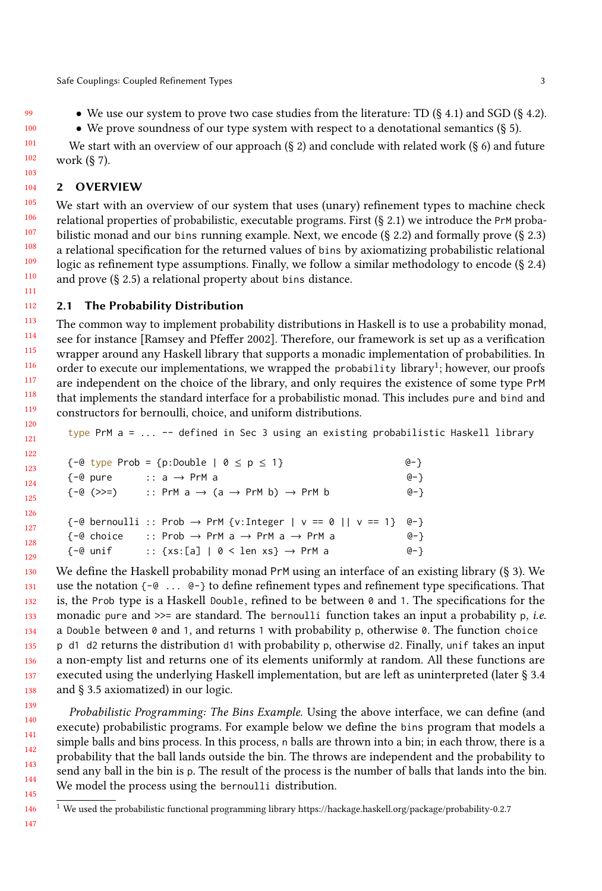- We use our system to prove two case studies from the literature: TD (§ 4.1) and SGD (§ 4.2).
- We prove soundness of our type system with respect to a denotational semantics (§ 5).

We start with an overview of our approach (§ 2) and conclude with related work (§ 6) and future work (§ 7).

## 2 OVERVIEW

We start with an overview of our system that uses (unary) refinement types to machine check relational properties of probabilistic, executable programs. First (§ 2.1) we introduce the `PrM` probabilistic monad and our `bins` running example. Next, we encode (§ 2.2) and formally prove (§ 2.3) a relational specification for the returned values of `bins` by axiomatizing probabilistic relational logic as refinement type assumptions. Finally, we follow a similar methodology to encode (§ 2.4) and prove (§ 2.5) a relational property about `bins` distance.

### 2.1 The Probability Distribution

The common way to implement probability distributions in Haskell is to use a probability monad, see for instance [Ramsey and Pfeffer 2002]. Therefore, our framework is set up as a verification wrapper around any Haskell library that supports a monadic implementation of probabilities. In order to execute our implementations, we wrapped the `probability` library[1]; however, our proofs are independent on the choice of the library, and only requires the existence of some type `PrM` that implements the standard interface for a probabilistic monad. This includes `pure` and `bind` and constructors for bernoulli, choice, and uniform distributions.

```
type PrM a = ... -- defined in Sec 3 using an existing probabilistic Haskell library

{-@ type Prob = {p:Double | 0 ≤ p ≤ 1}                  @-}
{-@ pure      :: a → PrM a                                @-}
{-@ (>>=)     :: PrM a → (a → PrM b) → PrM b             @-}

{-@ bernoulli :: Prob → PrM {v:Integer | v == 0 || v == 1}  @-}
{-@ choice    :: Prob → PrM a → PrM a → PrM a            @-}
{-@ unif      :: {xs:[a] | 0 < len xs} → PrM a            @-}
```

We define the Haskell probability monad `PrM` using an interface of an existing library (§ 3). We use the notation `{-@ ... @-}` to define refinement types and refinement type specifications. That is, the `Prob` type is a Haskell `Double`, refined to be between `0` and `1`. The specifications for the monadic `pure` and `>>=` are standard. The `bernoulli` function takes an input a probability `p`, *i.e.* a `Double` between `0` and `1`, and returns `1` with probability `p`, otherwise `0`. The function `choice p d1 d2` returns the distribution `d1` with probability `p`, otherwise `d2`. Finally, `unif` takes an input a non-empty list and returns one of its elements uniformly at random. All these functions are executed using the underlying Haskell implementation, but are left as uninterpreted (later § 3.4 and § 3.5 axiomatized) in our logic.

*Probabilistic Programming: The Bins Example.* Using the above interface, we can define (and execute) probabilistic programs. For example below we define the `bins` program that models a simple balls and bins process. In this process, `n` balls are thrown into a bin; in each throw, there is a probability that the ball lands outside the bin. The throws are independent and the probability to send any ball in the bin is `p`. The result of the process is the number of balls that lands into the bin. We model the process using the `bernoulli` distribution.

[1] We used the probabilistic functional programming library https://hackage.haskell.org/package/probability-0.2.7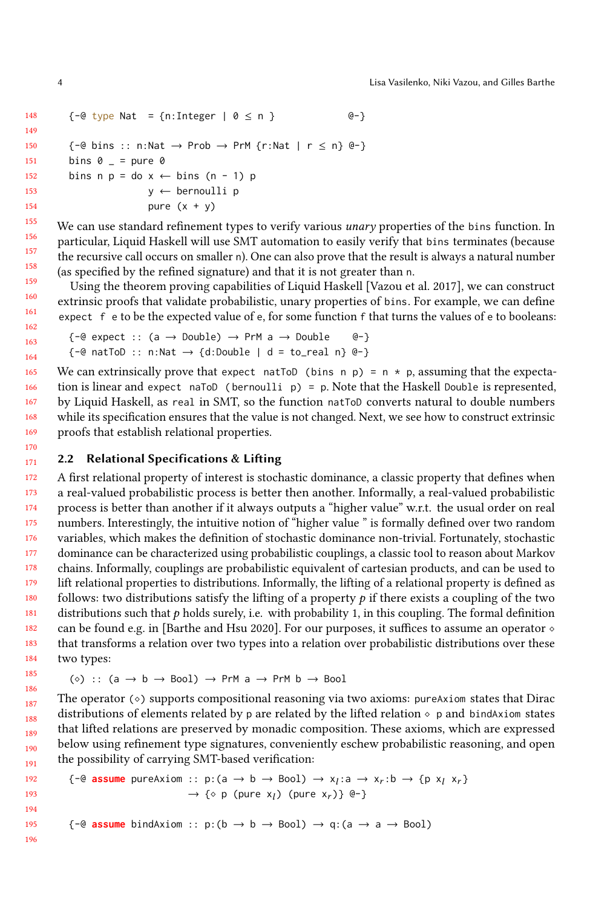```
{-@ type Nat  = {n:Integer | 0 ≤ n }            @-}

{-@ bins :: n:Nat → Prob → PrM {r:Nat | r ≤ n} @-}
bins 0 _ = pure 0
bins n p = do x ← bins (n - 1) p
              y ← bernoulli p
              pure (x + y)
```

We can use standard refinement types to verify various *unary* properties of the `bins` function. In particular, Liquid Haskell will use SMT automation to easily verify that `bins` terminates (because the recursive call occurs on smaller `n`). One can also prove that the result is always a natural number (as specified by the refined signature) and that it is not greater than `n`.

Using the theorem proving capabilities of Liquid Haskell [Vazou et al. 2017], we can construct extrinsic proofs that validate probabilistic, unary properties of `bins`. For example, we can define `expect f e` to be the expected value of `e`, for some function `f` that turns the values of `e` to booleans:

```
{-@ expect :: (a → Double) → PrM a → Double    @-}
{-@ natToD :: n:Nat → {d:Double | d = to_real n} @-}
```

We can extrinsically prove that `expect natToD (bins n p) = n * p`, assuming that the expectation is linear and `expect naToD (bernoulli p) = p`. Note that the Haskell `Double` is represented, by Liquid Haskell, as `real` in SMT, so the function `natToD` converts natural to double numbers while its specification ensures that the value is not changed. Next, we see how to construct extrinsic proofs that establish relational properties.

### 2.2 Relational Specifications & Lifting

A first relational property of interest is stochastic dominance, a classic property that defines when a real-valued probabilistic process is better then another. Informally, a real-valued probabilistic process is better than another if it always outputs a "higher value" w.r.t. the usual order on real numbers. Interestingly, the intuitive notion of "higher value " is formally defined over two random variables, which makes the definition of stochastic dominance non-trivial. Fortunately, stochastic dominance can be characterized using probabilistic couplings, a classic tool to reason about Markov chains. Informally, couplings are probabilistic equivalent of cartesian products, and can be used to lift relational properties to distributions. Informally, the lifting of a relational property is defined as follows: two distributions satisfy the lifting of a property $p$ if there exists a coupling of the two distributions such that $p$ holds surely, i.e. with probability 1, in this coupling. The formal definition can be found e.g. in [Barthe and Hsu 2020]. For our purposes, it suffices to assume an operator $\diamond$ that transforms a relation over two types into a relation over probabilistic distributions over these two types:

```
(◇) :: (a → b → Bool) → PrM a → PrM b → Bool
```

The operator `(◇)` supports compositional reasoning via two axioms: `pureAxiom` states that Dirac distributions of elements related by `p` are related by the lifted relation `◇ p` and `bindAxiom` states that lifted relations are preserved by monadic composition. These axioms, which are expressed below using refinement type signatures, conveniently eschew probabilistic reasoning, and open the possibility of carrying SMT-based verification:

```
{-@ assume pureAxiom :: p:(a → b → Bool) → xl:a → xr:b → {p xl xr}
                     → {◇ p (pure xl) (pure xr)} @-}

{-@ assume bindAxiom :: p:(b → b → Bool) → q:(a → a → Bool)
```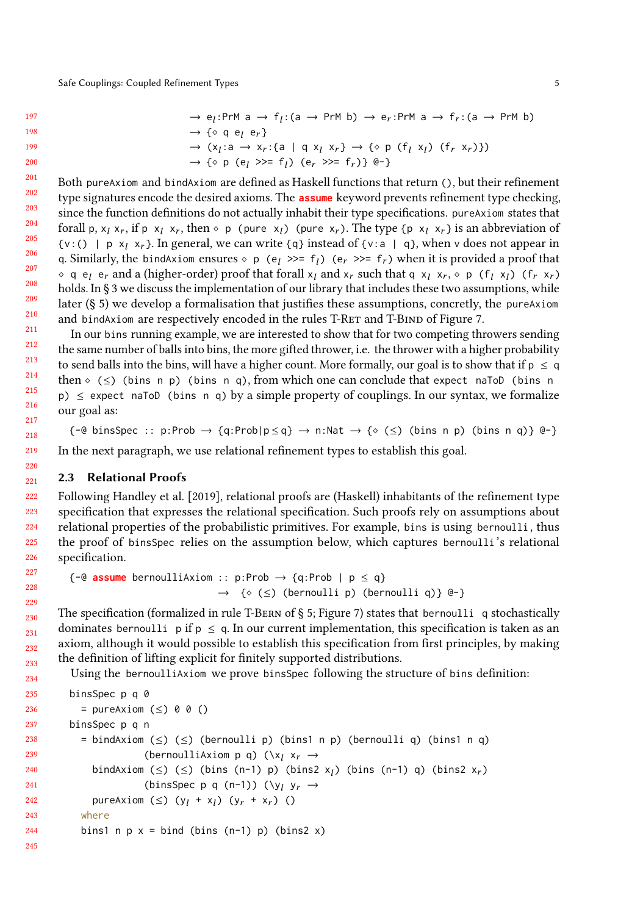```
                                → e_l:PrM a → f_l:(a → PrM b) → e_r:PrM a → f_r:(a → PrM b)
                                → {⋄ q e_l e_r}
                                → (x_l:a → x_r:{a | q x_l x_r} → {⋄ p (f_l x_l) (f_r x_r)})
                                → {⋄ p (e_l >>= f_l) (e_r >>= f_r)} @-}
```

Both `pureAxiom` and `bindAxiom` are defined as Haskell functions that return `()`, but their refinement type signatures encode the desired axioms. The **assume** keyword prevents refinement type checking, since the function definitions do not actually inhabit their type specifications. `pureAxiom` states that forall `p`, $x_l$ $x_r$, if `p` $x_l$ $x_r$, then `⋄ p (pure` $x_l$`) (pure` $x_r$`)`. The type `{p` $x_l$ $x_r$`}` is an abbreviation of `{v:() | p` $x_l$ $x_r$`}`. In general, we can write `{q}` instead of `{v:a | q}`, when `v` does not appear in `q`. Similarly, the `bindAxiom` ensures `⋄ p (`$e_l$ `>>=` $f_l$`) (`$e_r$ `>>=` $f_r$`)` when it is provided a proof that `⋄ q` $e_l$ $e_r$ and a (higher-order) proof that forall $x_l$ and $x_r$ such that `q` $x_l$ $x_r$, `⋄ p (`$f_l$ $x_l$`) (`$f_r$ $x_r$`)` holds. In § 3 we discuss the implementation of our library that includes these two assumptions, while later (§ 5) we develop a formalisation that justifies these assumptions, concretely, the `pureAxiom` and `bindAxiom` are respectively encoded in the rules T-Ret and T-Bind of Figure 7.

In our `bins` running example, we are interested to show that for two competing throwers sending the same number of balls into bins, the more gifted thrower, i.e. the thrower with a higher probability to send balls into the bins, will have a higher count. More formally, our goal is to show that if `p ≤ q` then `⋄ (≤) (bins n p) (bins n q)`, from which one can conclude that `expect naToD (bins n p) ≤ expect naToD (bins n q)` by a simple property of couplings. In our syntax, we formalize our goal as:

```
{-@ binsSpec :: p:Prob → {q:Prob|p≤q} → n:Nat → {⋄ (≤) (bins n p) (bins n q)} @-}
```

In the next paragraph, we use relational refinement types to establish this goal.

## 2.3 Relational Proofs

Following Handley et al. [2019], relational proofs are (Haskell) inhabitants of the refinement type specification that expresses the relational specification. Such proofs rely on assumptions about relational properties of the probabilistic primitives. For example, `bins` is using `bernoulli`, thus the proof of `binsSpec` relies on the assumption below, which captures `bernoulli`'s relational specification.

```
{-@ assume bernoulliAxiom :: p:Prob → {q:Prob | p ≤ q}
                           →  {⋄ (≤) (bernoulli p) (bernoulli q)} @-}
```

The specification (formalized in rule T-Bern of § 5; Figure 7) states that `bernoulli q` stochastically dominates `bernoulli p` if `p ≤ q`. In our current implementation, this specification is taken as an axiom, although it would possible to establish this specification from first principles, by making the definition of lifting explicit for finitely supported distributions.

Using the `bernoulliAxiom` we prove `binsSpec` following the structure of `bins` definition:

```
binsSpec p q 0
  = pureAxiom (≤) 0 0 ()
binsSpec p q n
  = bindAxiom (≤) (≤) (bernoulli p) (bins1 n p) (bernoulli q) (bins1 n q)
              (bernoulliAxiom p q) (\x_l x_r →
    bindAxiom (≤) (≤) (bins (n-1) p) (bins2 x_l) (bins (n-1) q) (bins2 x_r)
              (binsSpec p q (n-1)) (\y_l y_r →
    pureAxiom (≤) (y_l + x_l) (y_r + x_r) ()
  where
  bins1 n p x = bind (bins (n-1) p) (bins2 x)
```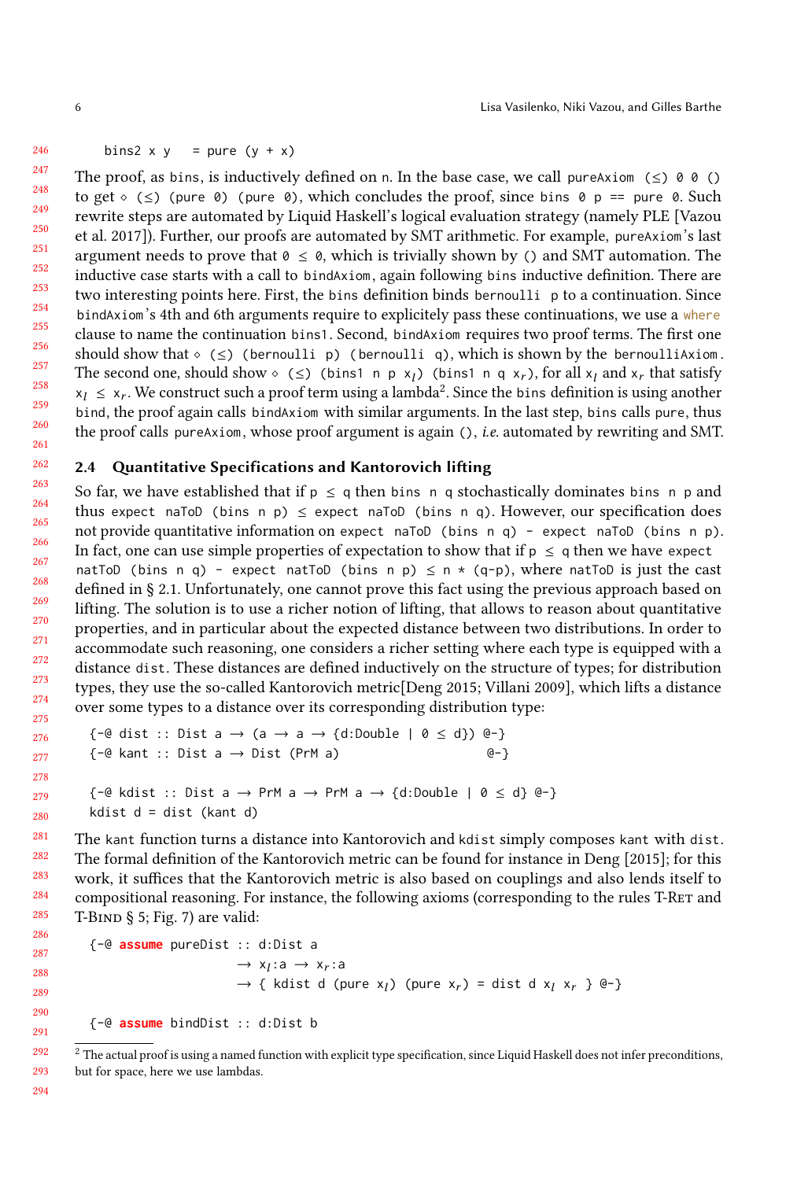```
    bins2 x y   = pure (y + x)
```

The proof, as `bins`, is inductively defined on `n`. In the base case, we call `pureAxiom (≤) 0 0 ()` to get `⋄ (≤) (pure 0) (pure 0)`, which concludes the proof, since `bins 0 p == pure 0`. Such rewrite steps are automated by Liquid Haskell's logical evaluation strategy (namely PLE [Vazou et al. 2017]). Further, our proofs are automated by SMT arithmetic. For example, `pureAxiom`'s last argument needs to prove that `0 ≤ 0`, which is trivially shown by `()` and SMT automation. The inductive case starts with a call to `bindAxiom`, again following `bins` inductive definition. There are two interesting points here. First, the `bins` definition binds `bernoulli p` to a continuation. Since `bindAxiom`'s 4th and 6th arguments require to explicitely pass these continuations, we use a `where` clause to name the continuation `bins1`. Second, `bindAxiom` requires two proof terms. The first one should show that `⋄ (≤) (bernoulli p) (bernoulli q)`, which is shown by the `bernoulliAxiom`. The second one, should show `⋄ (≤) (bins1 n p` $x_l$`) (bins1 n q` $x_r$`)`, for all $x_l$ and $x_r$ that satisfy $x_l \leq x_r$. We construct such a proof term using a lambda[2]. Since the `bins` definition is using another `bind`, the proof again calls `bindAxiom` with similar arguments. In the last step, `bins` calls `pure`, thus the proof calls `pureAxiom`, whose proof argument is again `()`, *i.e.* automated by rewriting and SMT.

### 2.4 Quantitative Specifications and Kantorovich lifting

So far, we have established that if `p ≤ q` then `bins n q` stochastically dominates `bins n p` and thus `expect naToD (bins n p) ≤ expect naToD (bins n q)`. However, our specification does not provide quantitative information on `expect naToD (bins n q) - expect naToD (bins n p)`. In fact, one can use simple properties of expectation to show that if `p ≤ q` then we have `expect natToD (bins n q) - expect natToD (bins n p) ≤ n * (q-p)`, where `natToD` is just the cast defined in § 2.1. Unfortunately, one cannot prove this fact using the previous approach based on lifting. The solution is to use a richer notion of lifting, that allows to reason about quantitative properties, and in particular about the expected distance between two distributions. In order to accommodate such reasoning, one considers a richer setting where each type is equipped with a distance `dist`. These distances are defined inductively on the structure of types; for distribution types, they use the so-called Kantorovich metric[Deng 2015; Villani 2009], which lifts a distance over some types to a distance over its corresponding distribution type:

```
{-@ dist :: Dist a → (a → a → {d:Double | 0 ≤ d}) @-}
{-@ kant :: Dist a → Dist (PrM a)                  @-}

{-@ kdist :: Dist a → PrM a → PrM a → {d:Double | 0 ≤ d} @-}
kdist d = dist (kant d)
```

The `kant` function turns a distance into Kantorovich and `kdist` simply composes `kant` with `dist`. The formal definition of the Kantorovich metric can be found for instance in Deng [2015]; for this work, it suffices that the Kantorovich metric is also based on couplings and also lends itself to compositional reasoning. For instance, the following axioms (corresponding to the rules T-Ret and T-Bind § 5; Fig. 7) are valid:

```
{-@ assume pureDist :: d:Dist a
                    → x_l:a → x_r:a
                    → { kdist d (pure x_l) (pure x_r) = dist d x_l x_r } @-}

{-@ assume bindDist :: d:Dist b
```

[2] The actual proof is using a named function with explicit type specification, since Liquid Haskell does not infer preconditions, but for space, here we use lambdas.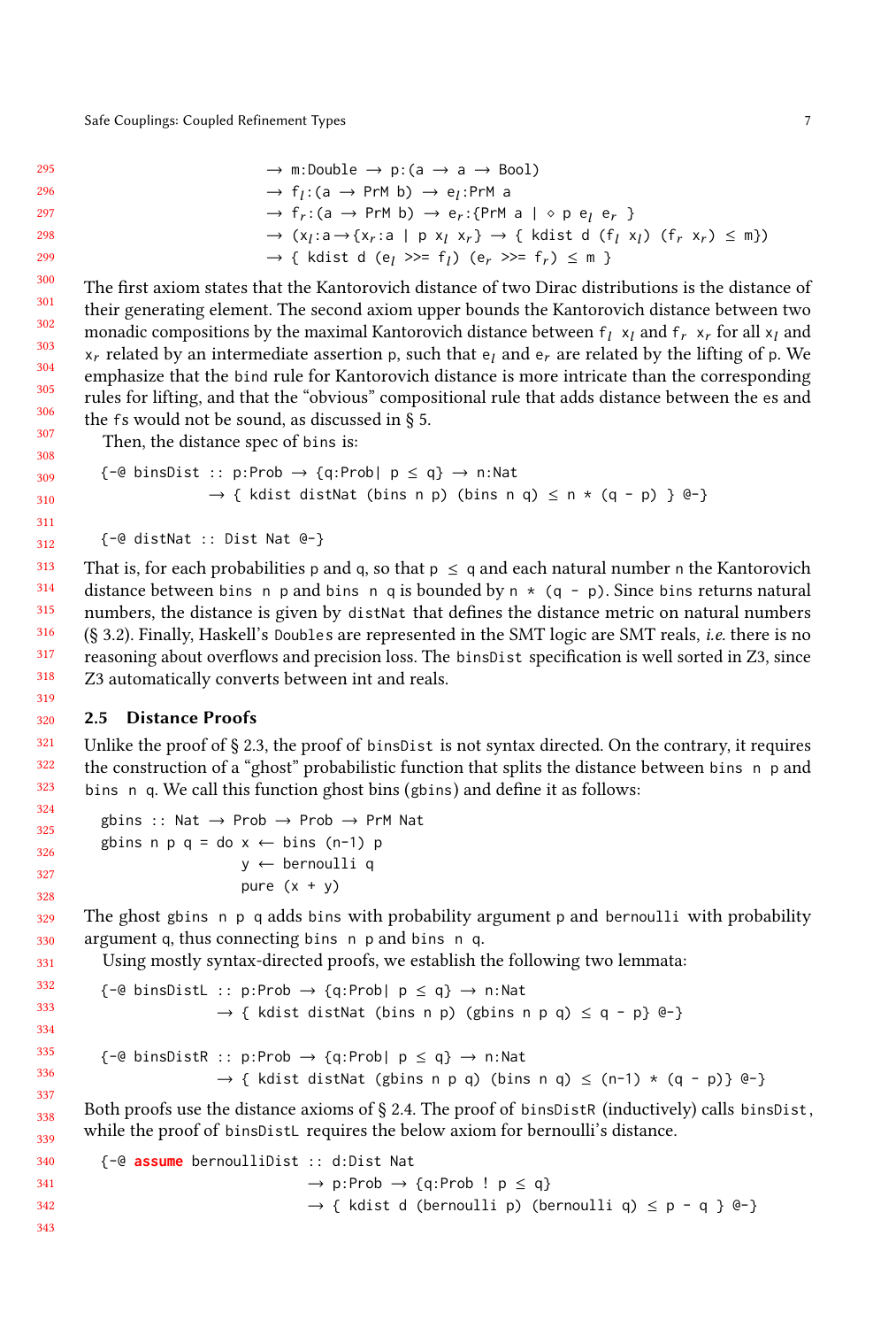```
    → m:Double → p:(a → a → Bool)
    → f_l:(a → PrM b) → e_l:PrM a
    → f_r:(a → PrM b) → e_r:{PrM a | ◇ p e_l e_r }
    → (x_l:a→{x_r:a | p x_l x_r} → { kdist d (f_l x_l) (f_r x_r) ≤ m})
    → { kdist d (e_l >>= f_l) (e_r >>= f_r) ≤ m }
```

The first axiom states that the Kantorovich distance of two Dirac distributions is the distance of their generating element. The second axiom upper bounds the Kantorovich distance between two monadic compositions by the maximal Kantorovich distance between $f_l$ $x_l$ and $f_r$ $x_r$ for all $x_l$ and $x_r$ related by an intermediate assertion p, such that $e_l$ and $e_r$ are related by the lifting of p. We emphasize that the `bind` rule for Kantorovich distance is more intricate than the corresponding rules for lifting, and that the "obvious" compositional rule that adds distance between the `e`s and the `f`s would not be sound, as discussed in § 5.

Then, the distance spec of `bins` is:

```
{-@ binsDist :: p:Prob → {q:Prob| p ≤ q} → n:Nat
             → { kdist distNat (bins n p) (bins n q) ≤ n * (q - p) } @-}

{-@ distNat :: Dist Nat @-}
```

That is, for each probabilities `p` and `q`, so that `p ≤ q` and each natural number `n` the Kantorovich distance between `bins n p` and `bins n q` is bounded by `n * (q - p)`. Since `bins` returns natural numbers, the distance is given by `distNat` that defines the distance metric on natural numbers (§ 3.2). Finally, Haskell's `Double`s are represented in the SMT logic are SMT reals, *i.e.* there is no reasoning about overflows and precision loss. The `binsDist` specification is well sorted in Z3, since Z3 automatically converts between int and reals.

### 2.5 Distance Proofs

Unlike the proof of § 2.3, the proof of `binsDist` is not syntax directed. On the contrary, it requires the construction of a "ghost" probabilistic function that splits the distance between `bins n p` and `bins n q`. We call this function ghost bins (`gbins`) and define it as follows:

```
gbins :: Nat → Prob → Prob → PrM Nat
gbins n p q = do x ← bins (n-1) p
                 y ← bernoulli q
                 pure (x + y)
```

The ghost `gbins n p q` adds `bins` with probability argument `p` and `bernoulli` with probability argument `q`, thus connecting `bins n p` and `bins n q`.

Using mostly syntax-directed proofs, we establish the following two lemmata:

```
{-@ binsDistL :: p:Prob → {q:Prob| p ≤ q} → n:Nat
              → { kdist distNat (bins n p) (gbins n p q) ≤ q - p} @-}

{-@ binsDistR :: p:Prob → {q:Prob| p ≤ q} → n:Nat
              → { kdist distNat (gbins n p q) (bins n q) ≤ (n-1) * (q - p)} @-}
```

Both proofs use the distance axioms of § 2.4. The proof of `binsDistR` (inductively) calls `binsDist`, while the proof of `binsDistL` requires the below axiom for bernoulli's distance.

```
{-@ assume bernoulliDist :: d:Dist Nat
                          → p:Prob → {q:Prob ! p ≤ q}
                          → { kdist d (bernoulli p) (bernoulli q) ≤ p - q } @-}
```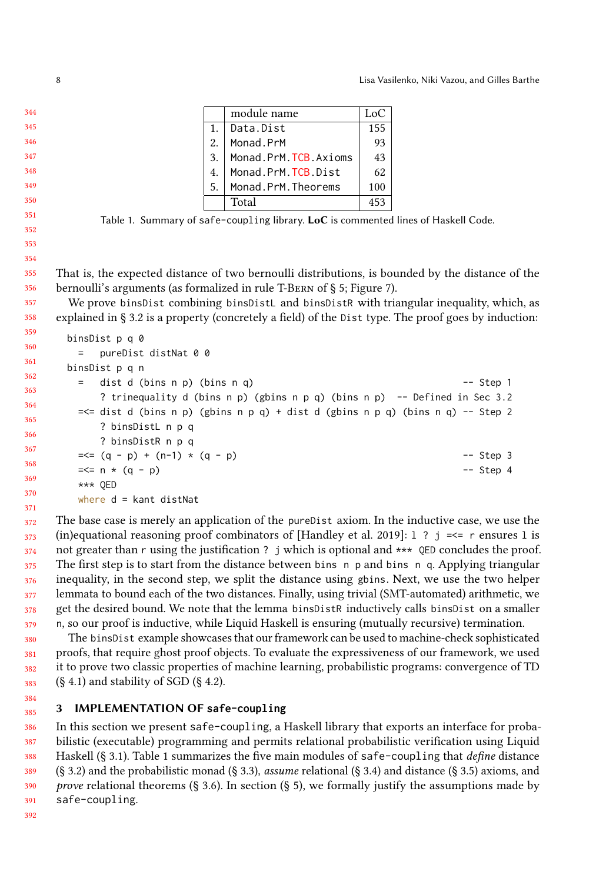|  | module name | LoC |
|---|---|---|
| 1. | Data.Dist | 155 |
| 2. | Monad.PrM | 93 |
| 3. | Monad.PrM.TCB.Axioms | 43 |
| 4. | Monad.PrM.TCB.Dist | 62 |
| 5. | Monad.PrM.Theorems | 100 |
|  | Total | 453 |

Table 1. Summary of safe-coupling library. **LoC** is commented lines of Haskell Code.

That is, the expected distance of two bernoulli distributions, is bounded by the distance of the bernoulli's arguments (as formalized in rule T-Bern of § 5; Figure 7).

We prove binsDist combining binsDistL and binsDistR with triangular inequality, which, as explained in § 3.2 is a property (concretely a field) of the Dist type. The proof goes by induction:

```
binsDist p q 0
  =   pureDist distNat 0 0
binsDist p q n
  =   dist d (bins n p) (bins n q)                                   -- Step 1
      ? trinequality d (bins n p) (gbins n p q) (bins n p)  -- Defined in Sec 3.2
  =<= dist d (bins n p) (gbins n p q) + dist d (gbins n p q) (bins n q) -- Step 2
      ? binsDistL n p q
      ? binsDistR n p q
  =<= (q - p) + (n-1) * (q - p)                                      -- Step 3
  =<= n * (q - p)                                                    -- Step 4
  *** QED
  where d = kant distNat
```

The base case is merely an application of the pureDist axiom. In the inductive case, we use the (in)equational reasoning proof combinators of [Handley et al. 2019]: `l ? j =<= r` ensures `l` is not greater than `r` using the justification `? j` which is optional and `*** QED` concludes the proof. The first step is to start from the distance between `bins n p` and `bins n q`. Applying triangular inequality, in the second step, we split the distance using gbins. Next, we use the two helper lemmata to bound each of the two distances. Finally, using trivial (SMT-automated) arithmetic, we get the desired bound. We note that the lemma binsDistR inductively calls binsDist on a smaller n, so our proof is inductive, while Liquid Haskell is ensuring (mutually recursive) termination.

The binsDist example showcases that our framework can be used to machine-check sophisticated proofs, that require ghost proof objects. To evaluate the expressiveness of our framework, we used it to prove two classic properties of machine learning, probabilistic programs: convergence of TD (§ 4.1) and stability of SGD (§ 4.2).

## 3 IMPLEMENTATION OF safe-coupling

In this section we present safe-coupling, a Haskell library that exports an interface for probabilistic (executable) programming and permits relational probabilistic verification using Liquid Haskell (§ 3.1). Table 1 summarizes the five main modules of safe-coupling that *define* distance (§ 3.2) and the probabilistic monad (§ 3.3), *assume* relational (§ 3.4) and distance (§ 3.5) axioms, and *prove* relational theorems (§ 3.6). In section (§ 5), we formally justify the assumptions made by safe-coupling.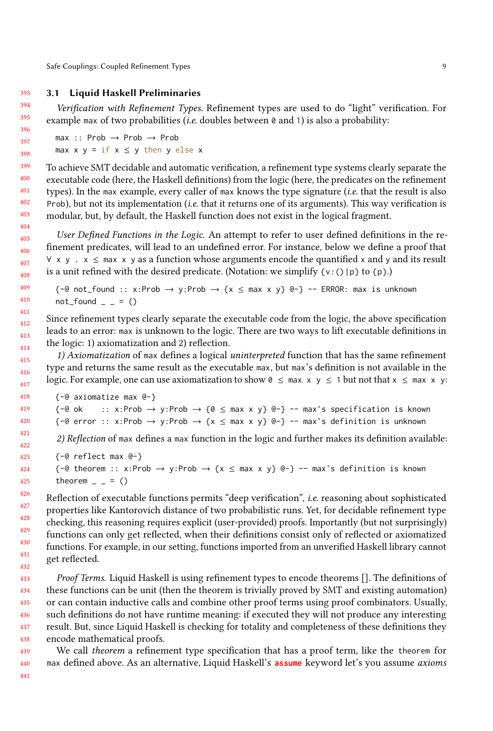### 3.1 Liquid Haskell Preliminaries

*Verification with Refinement Types.* Refinement types are used to do "light" verification. For example `max` of two probabilities (*i.e.* doubles between `0` and `1`) is also a probability:

```
max :: Prob → Prob → Prob
max x y = if x ≤ y then y else x
```

To achieve SMT decidable and automatic verification, a refinement type systems clearly separate the executable code (here, the Haskell definitions) from the logic (here, the predicates on the refinement types). In the `max` example, every caller of `max` knows the type signature (*i.e.* that the result is also `Prob`), but not its implementation (*i.e.* that it returns one of its arguments). This way verification is modular, but, by default, the Haskell function does not exist in the logical fragment.

*User Defined Functions in the Logic.* An attempt to refer to user defined definitions in the refinement predicates, will lead to an undefined error. For instance, below we define a proof that `∀ x y . x ≤ max x y` as a function whose arguments encode the quantified `x` and `y` and its result is a unit refined with the desired predicate. (Notation: we simplify `{v:()|p}` to `{p}`.)

```
{-@ not_found :: x:Prob → y:Prob → {x ≤ max x y} @-} -- ERROR: max is unknown
not_found _ _ = ()
```

Since refinement types clearly separate the executable code from the logic, the above specification leads to an error: `max` is unknown to the logic. There are two ways to lift executable definitions in the logic: 1) axiomatization and 2) reflection.

*1) Axiomatization* of `max` defines a logical *uninterpreted* function that has the same refinement type and returns the same result as the executable `max`, but `max`'s definition is not available in the logic. For example, one can use axiomatization to show `0 ≤ max x y ≤ 1` but not that `x ≤ max x y`:

```
{-@ axiomatize max @-}
{-@ ok    :: x:Prob → y:Prob → {0 ≤ max x y} @-} -- max's specification is known
{-@ error :: x:Prob → y:Prob → {x ≤ max x y} @-} -- max's definition is unknown
```

*2) Reflection* of `max` defines a `max` function in the logic and further makes its definition available:

```
{-@ reflect max @-}
{-@ theorem :: x:Prob → y:Prob → {x ≤ max x y} @-} -- max's definition is known
theorem _ _ = ()
```

Reflection of executable functions permits "deep verification", *i.e.* reasoning about sophisticated properties like Kantorovich distance of two probabilistic runs. Yet, for decidable refinement type checking, this reasoning requires explicit (user-provided) proofs. Importantly (but not surprisingly) functions can only get reflected, when their definitions consist only of reflected or axiomatized functions. For example, in our setting, functions imported from an unverified Haskell library cannot get reflected.

*Proof Terms.* Liquid Haskell is using refinement types to encode theorems []. The definitions of these functions can be unit (then the theorem is trivially proved by SMT and existing automation) or can contain inductive calls and combine other proof terms using proof combinators. Usually, such definitions do not have runtime meaning: if executed they will not produce any interesting result. But, since Liquid Haskell is checking for totality and completeness of these definitions they encode mathematical proofs.

We call *theorem* a refinement type specification that has a proof term, like the `theorem` for `max` defined above. As an alternative, Liquid Haskell's **assume** keyword let's you assume *axioms*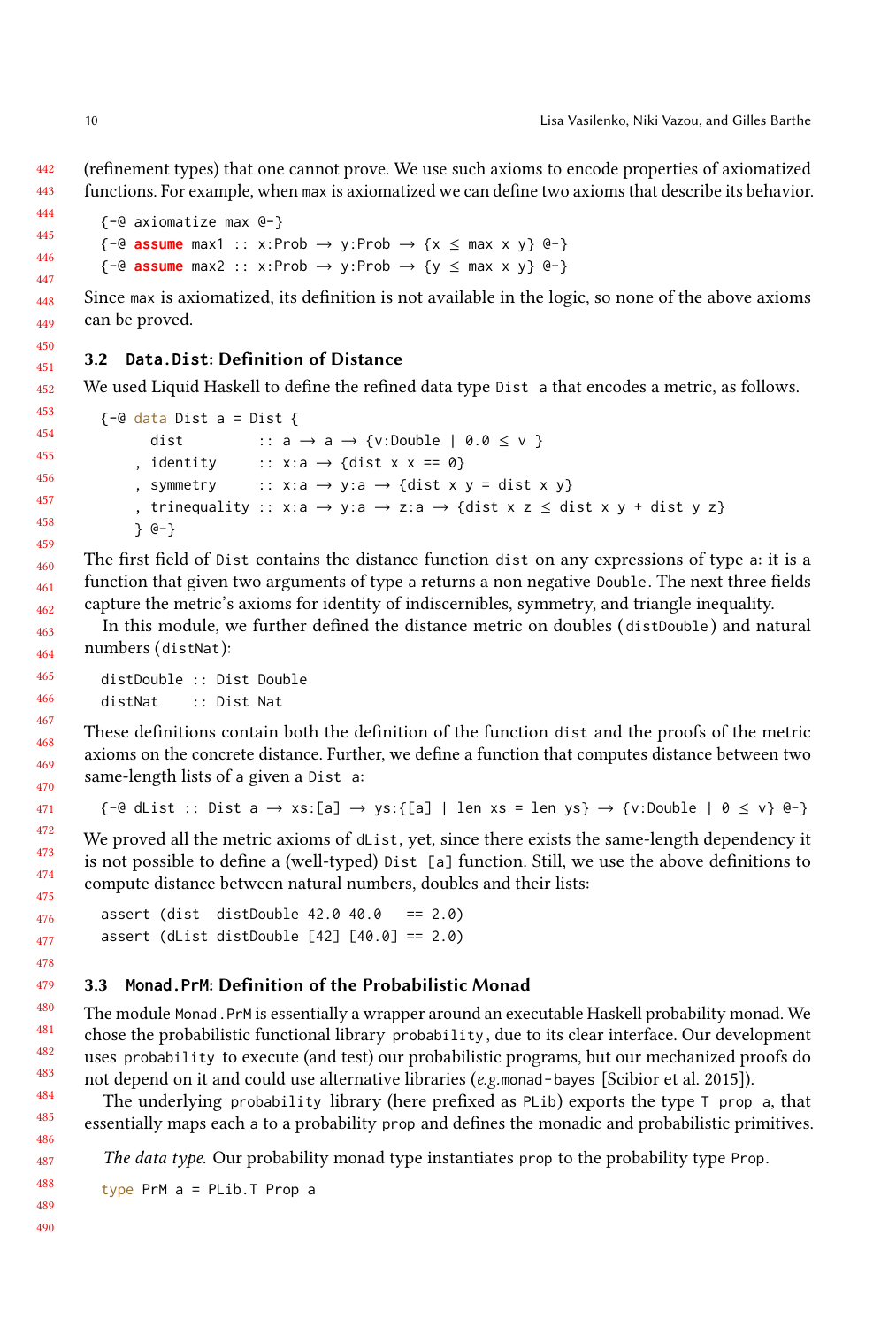(refinement types) that one cannot prove. We use such axioms to encode properties of axiomatized functions. For example, when `max` is axiomatized we can define two axioms that describe its behavior.

```
{-@ axiomatize max @-}
{-@ assume max1 :: x:Prob → y:Prob → {x ≤ max x y} @-}
{-@ assume max2 :: x:Prob → y:Prob → {y ≤ max x y} @-}
```

Since `max` is axiomatized, its definition is not available in the logic, so none of the above axioms can be proved.

### 3.2 `Data.Dist`: Definition of Distance

We used Liquid Haskell to define the refined data type `Dist a` that encodes a metric, as follows.

```
{-@ data Dist a = Dist {
      dist        :: a → a → {v:Double | 0.0 ≤ v }
    , identity    :: x:a → {dist x x == 0}
    , symmetry    :: x:a → y:a → {dist x y = dist x y}
    , trinequality :: x:a → y:a → z:a → {dist x z ≤ dist x y + dist y z}
    } @-}
```

The first field of `Dist` contains the distance function `dist` on any expressions of type `a`: it is a function that given two arguments of type `a` returns a non negative `Double`. The next three fields capture the metric's axioms for identity of indiscernibles, symmetry, and triangle inequality.

In this module, we further defined the distance metric on doubles (`distDouble`) and natural numbers (`distNat`):

```
distDouble :: Dist Double
distNat    :: Dist Nat
```

These definitions contain both the definition of the function `dist` and the proofs of the metric axioms on the concrete distance. Further, we define a function that computes distance between two same-length lists of a given a `Dist a`:

```
{-@ dList :: Dist a → xs:[a] → ys:{[a] | len xs = len ys} → {v:Double | 0 ≤ v} @-}
```

We proved all the metric axioms of `dList`, yet, since there exists the same-length dependency it is not possible to define a (well-typed) `Dist [a]` function. Still, we use the above definitions to compute distance between natural numbers, doubles and their lists:

```
assert (dist  distDouble 42.0 40.0   == 2.0)
assert (dList distDouble [42] [40.0] == 2.0)
```

### 3.3 `Monad.PrM`: Definition of the Probabilistic Monad

The module `Monad.PrM` is essentially a wrapper around an executable Haskell probability monad. We chose the probabilistic functional library `probability`, due to its clear interface. Our development uses `probability` to execute (and test) our probabilistic programs, but our mechanized proofs do not depend on it and could use alternative libraries (*e.g.* `monad-bayes` [Scibior et al. 2015]).

The underlying `probability` library (here prefixed as `PLib`) exports the type `T prop a`, that essentially maps each `a` to a probability `prop` and defines the monadic and probabilistic primitives.

*The data type.* Our probability monad type instantiates `prop` to the probability type `Prop`.

```
type PrM a = PLib.T Prop a
```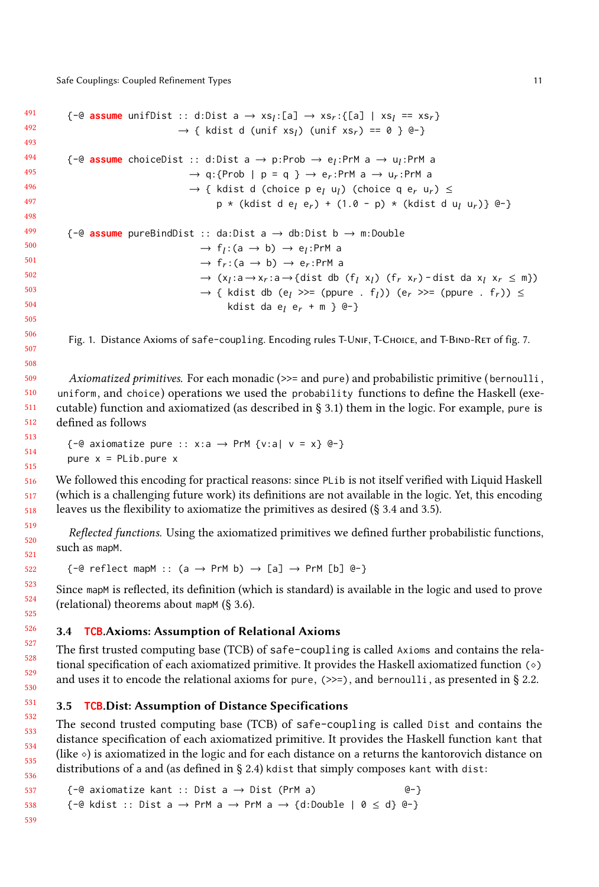```
{-@ assume unifDist :: d:Dist a → xsₗ:[a] → xsᵣ:{[a] | xsₗ == xsᵣ}
                     → { kdist d (unif xsₗ) (unif xsᵣ) == 0 } @-}

{-@ assume choiceDist :: d:Dist a → p:Prob → eₗ:PrM a → uₗ:PrM a
                       → q:{Prob | p = q } → eᵣ:PrM a → uᵣ:PrM a
                       → { kdist d (choice p eₗ uₗ) (choice q eᵣ uᵣ) ≤
                           p * (kdist d eₗ eᵣ) + (1.0 - p) * (kdist d uₗ uᵣ)} @-}

{-@ assume pureBindDist :: da:Dist a → db:Dist b → m:Double
                         → fₗ:(a → b) → eₗ:PrM a
                         → fᵣ:(a → b) → eᵣ:PrM a
                         → (xₗ:a→xᵣ:a→{dist db (fₗ xₗ) (fᵣ xᵣ)-dist da xₗ xᵣ ≤ m})
                         → { kdist db (eₗ >>= (ppure . fₗ)) (eᵣ >>= (ppure . fᵣ)) ≤
                             kdist da eₗ eᵣ + m } @-}
```

Fig. 1. Distance Axioms of safe-coupling. Encoding rules T-Unif, T-Choice, and T-Bind-Ret of fig. 7.

*Axiomatized primitives.* For each monadic (>>= and pure) and probabilistic primitive (bernoulli, uniform, and choice) operations we used the probability functions to define the Haskell (executable) function and axiomatized (as described in § 3.1) them in the logic. For example, pure is defined as follows

```
{-@ axiomatize pure :: x:a → PrM {v:a| v = x} @-}
pure x = PLib.pure x
```

We followed this encoding for practical reasons: since PLib is not itself verified with Liquid Haskell (which is a challenging future work) its definitions are not available in the logic. Yet, this encoding leaves us the flexibility to axiomatize the primitives as desired (§ 3.4 and 3.5).

*Reflected functions.* Using the axiomatized primitives we defined further probabilistic functions, such as mapM.

```
{-@ reflect mapM :: (a → PrM b) → [a] → PrM [b] @-}
```

Since mapM is reflected, its definition (which is standard) is available in the logic and used to prove (relational) theorems about mapM (§ 3.6).

### 3.4 TCB.Axioms: Assumption of Relational Axioms

The first trusted computing base (TCB) of safe-coupling is called Axioms and contains the relational specification of each axiomatized primitive. It provides the Haskell axiomatized function (⋄) and uses it to encode the relational axioms for pure, (>>=), and bernoulli, as presented in § 2.2.

### 3.5 TCB.Dist: Assumption of Distance Specifications

The second trusted computing base (TCB) of safe-coupling is called Dist and contains the distance specification of each axiomatized primitive. It provides the Haskell function kant that (like ⋄) is axiomatized in the logic and for each distance on a returns the kantorovich distance on distributions of a and (as defined in § 2.4) kdist that simply composes kant with dist:

```
{-@ axiomatize kant :: Dist a → Dist (PrM a)              @-}
{-@ kdist :: Dist a → PrM a → PrM a → {d:Double | 0 ≤ d} @-}
```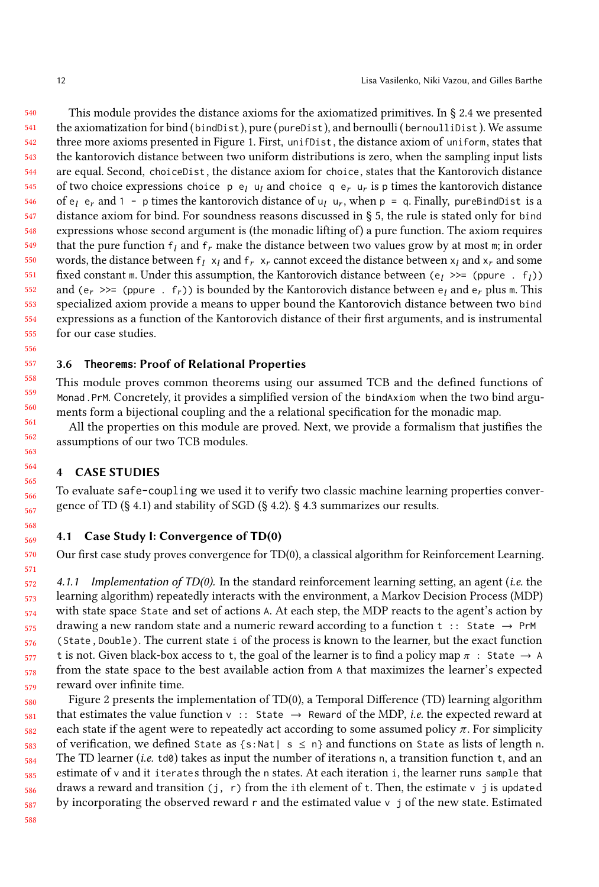This module provides the distance axioms for the axiomatized primitives. In § 2.4 we presented the axiomatization for bind (`bindDist`), pure (`pureDist`), and bernoulli (`bernoulliDist`). We assume three more axioms presented in Figure 1. First, `unifDist`, the distance axiom of `uniform`, states that the kantorovich distance between two uniform distributions is zero, when the sampling input lists are equal. Second, `choiceDist`, the distance axiom for `choice`, states that the Kantorovich distance of two choice expressions `choice p` $e_l$ $u_l$ and `choice q` $e_r$ $u_r$ is `p` times the kantorovich distance of $e_l$ $e_r$ and `1 - p` times the kantorovich distance of $u_l$ $u_r$, when `p = q`. Finally, `pureBindDist` is a distance axiom for bind. For soundness reasons discussed in § 5, the rule is stated only for `bind` expressions whose second argument is (the monadic lifting of) a pure function. The axiom requires that the pure function $f_l$ and $f_r$ make the distance between two values grow by at most `m`; in order words, the distance between $f_l$ $x_l$ and $f_r$ $x_r$ cannot exceed the distance between $x_l$ and $x_r$ and some fixed constant `m`. Under this assumption, the Kantorovich distance between ($e_l$ `>>= (ppure .` $f_l$`)`) and ($e_r$ `>>= (ppure .` $f_r$`)`) is bounded by the Kantorovich distance between $e_l$ and $e_r$ plus `m`. This specialized axiom provide a means to upper bound the Kantorovich distance between two `bind` expressions as a function of the Kantorovich distance of their first arguments, and is instrumental for our case studies.

### 3.6 `Theorems`: Proof of Relational Properties

This module proves common theorems using our assumed TCB and the defined functions of `Monad.PrM`. Concretely, it provides a simplified version of the `bindAxiom` when the two bind arguments form a bijectional coupling and the a relational specification for the monadic map.

All the properties on this module are proved. Next, we provide a formalism that justifies the assumptions of our two TCB modules.

## 4 CASE STUDIES

To evaluate `safe-coupling` we used it to verify two classic machine learning properties convergence of TD (§ 4.1) and stability of SGD (§ 4.2). § 4.3 summarizes our results.

### 4.1 Case Study I: Convergence of TD(0)

Our first case study proves convergence for TD(0), a classical algorithm for Reinforcement Learning.

*4.1.1 Implementation of TD(0).* In the standard reinforcement learning setting, an agent (*i.e.* the learning algorithm) repeatedly interacts with the environment, a Markov Decision Process (MDP) with state space `State` and set of actions `A`. At each step, the MDP reacts to the agent's action by drawing a new random state and a numeric reward according to a function `t :: State → PrM (State,Double)`. The current state `i` of the process is known to the learner, but the exact function `t` is not. Given black-box access to `t`, the goal of the learner is to find a policy map $\pi$ `: State → A` from the state space to the best available action from `A` that maximizes the learner's expected reward over infinite time.

Figure 2 presents the implementation of TD(0), a Temporal Difference (TD) learning algorithm that estimates the value function `v :: State → Reward` of the MDP, *i.e.* the expected reward at each state if the agent were to repeatedly act according to some assumed policy $\pi$. For simplicity of verification, we defined `State` as `{s:Nat| s ≤ n}` and functions on `State` as lists of length `n`. The TD learner (*i.e.* `td0`) takes as input the number of iterations `n`, a transition function `t`, and an estimate of `v` and it `iterates` through the `n` states. At each iteration `i`, the learner runs `sample` that draws a reward and transition `(j, r)` from the `i`th element of `t`. Then, the estimate `v j` is `updated` by incorporating the observed reward `r` and the estimated value `v j` of the new state. Estimated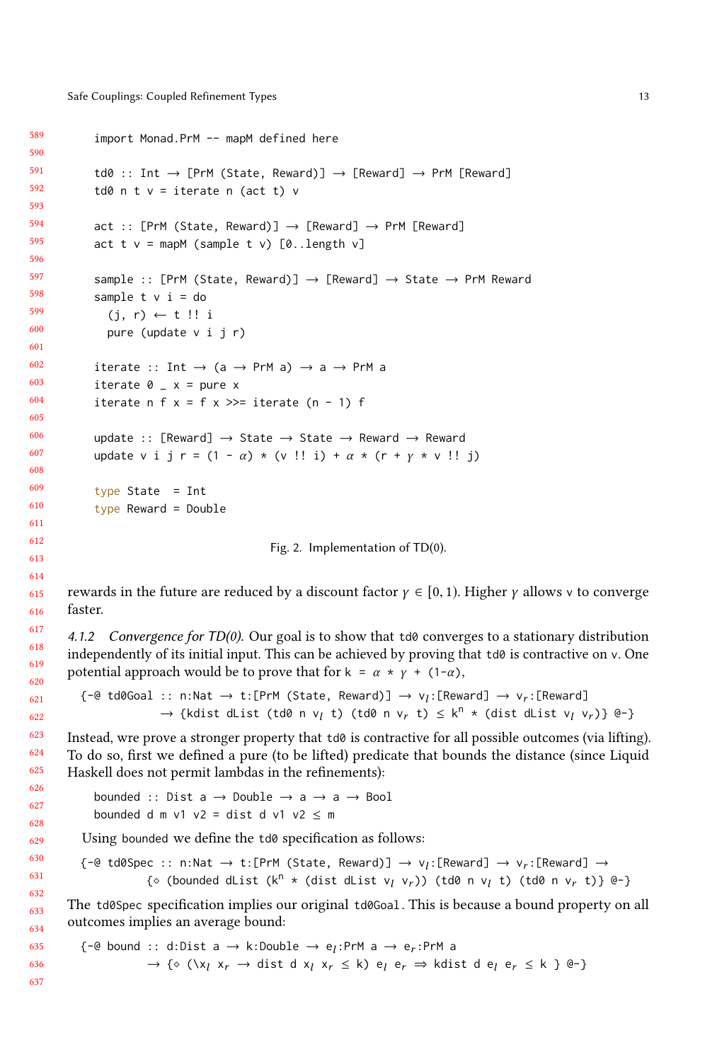```
import Monad.PrM -- mapM defined here

td0 :: Int → [PrM (State, Reward)] → [Reward] → PrM [Reward]
td0 n t v = iterate n (act t) v

act :: [PrM (State, Reward)] → [Reward] → PrM [Reward]
act t v = mapM (sample t v) [0..length v]

sample :: [PrM (State, Reward)] → [Reward] → State → PrM Reward
sample t v i = do
  (j, r) ← t !! i
  pure (update v i j r)

iterate :: Int → (a → PrM a) → a → PrM a
iterate 0 _ x = pure x
iterate n f x = f x >>= iterate (n - 1) f

update :: [Reward] → State → State → Reward → Reward
update v i j r = (1 - α) * (v !! i) + α * (r + γ * v !! j)

type State  = Int
type Reward = Double
```

Fig. 2. Implementation of TD(0).

rewards in the future are reduced by a discount factor $\gamma \in [0, 1)$. Higher $\gamma$ allows v to converge faster.

#### 4.1.2 *Convergence for TD(0).*

Our goal is to show that `td0` converges to a stationary distribution independently of its initial input. This can be achieved by proving that `td0` is contractive on v. One potential approach would be to prove that for `k = α * γ + (1-α)`,

```
{-@ td0Goal :: n:Nat → t:[PrM (State, Reward)] → vl:[Reward] → vr:[Reward]
            → {kdist dList (td0 n vl t) (td0 n vr t) ≤ k^n * (dist dList vl vr)} @-}
```

Instead, wre prove a stronger property that `td0` is contractive for all possible outcomes (via lifting). To do so, first we defined a pure (to be lifted) predicate that bounds the distance (since Liquid Haskell does not permit lambdas in the refinements):

```
bounded :: Dist a → Double → a → a → Bool
bounded d m v1 v2 = dist d v1 v2 ≤ m
```

Using `bounded` we define the `td0` specification as follows:

```
{-@ td0Spec :: n:Nat → t:[PrM (State, Reward)] → vl:[Reward] → vr:[Reward] →
         {◇ (bounded dList (k^n * (dist dList vl vr)) (td0 n vl t) (td0 n vr t)} @-}
```

The `td0Spec` specification implies our original `td0Goal`. This is because a bound property on all outcomes implies an average bound:

```
{-@ bound :: d:Dist a → k:Double → el:PrM a → er:PrM a
         → {◇ (\xl xr → dist d xl xr ≤ k) el er ⇒ kdist d el er ≤ k } @-}
```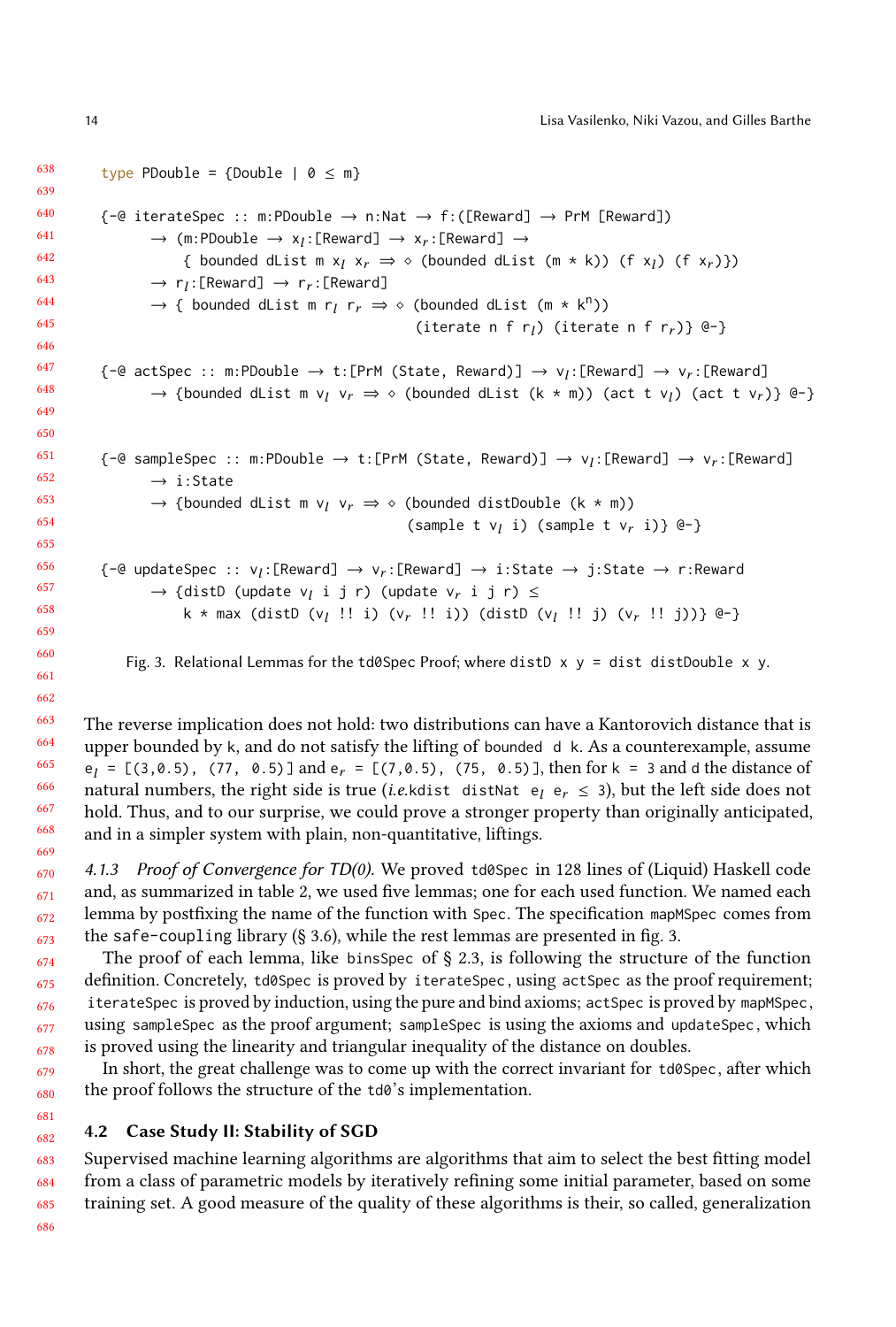```
type PDouble = {Double | 0 ≤ m}

{-@ iterateSpec :: m:PDouble → n:Nat → f:([Reward] → PrM [Reward])
      → (m:PDouble → xl:[Reward] → xr:[Reward] →
          { bounded dList m xl xr ⇒ ◇ (bounded dList (m * k)) (f xl) (f xr)})
      → rl:[Reward] → rr:[Reward]
      → { bounded dList m rl rr ⇒ ◇ (bounded dList (m * k^n))
                                    (iterate n f rl) (iterate n f rr)} @-}

{-@ actSpec :: m:PDouble → t:[PrM (State, Reward)] → vl:[Reward] → vr:[Reward]
      → {bounded dList m vl vr ⇒ ◇ (bounded dList (k * m)) (act t vl) (act t vr)} @-}


{-@ sampleSpec :: m:PDouble → t:[PrM (State, Reward)] → vl:[Reward] → vr:[Reward]
      → i:State
      → {bounded dList m vl vr ⇒ ◇ (bounded distDouble (k * m))
                                   (sample t vl i) (sample t vr i)} @-}

{-@ updateSpec :: vl:[Reward] → vr:[Reward] → i:State → j:State → r:Reward
      → {distD (update vl i j r) (update vr i j r) ≤
          k * max (distD (vl !! i) (vr !! i)) (distD (vl !! j) (vr !! j))} @-}
```

Fig. 3. Relational Lemmas for the `td0Spec` Proof; where `distD x y = dist distDouble x y`.

The reverse implication does not hold: two distributions can have a Kantorovich distance that is upper bounded by `k`, and do not satisfy the lifting of `bounded d k`. As a counterexample, assume $e_l$ `= [(3,0.5), (77, 0.5)]` and $e_r$ `= [(7,0.5), (75, 0.5)]`, then for `k = 3` and `d` the distance of natural numbers, the right side is true (*i.e.*`kdist distNat` $e_l$ $e_r$ `≤ 3`), but the left side does not hold. Thus, and to our surprise, we could prove a stronger property than originally anticipated, and in a simpler system with plain, non-quantitative, liftings.

*4.1.3 Proof of Convergence for TD(0).* We proved `td0Spec` in 128 lines of (Liquid) Haskell code and, as summarized in table 2, we used five lemmas; one for each used function. We named each lemma by postfixing the name of the function with `Spec`. The specification `mapMSpec` comes from the `safe-coupling` library (§ 3.6), while the rest lemmas are presented in fig. 3.

The proof of each lemma, like `binsSpec` of § 2.3, is following the structure of the function definition. Concretely, `td0Spec` is proved by `iterateSpec`, using `actSpec` as the proof requirement; `iterateSpec` is proved by induction, using the pure and bind axioms; `actSpec` is proved by `mapMSpec`, using `sampleSpec` as the proof argument; `sampleSpec` is using the axioms and `updateSpec`, which is proved using the linearity and triangular inequality of the distance on doubles.

In short, the great challenge was to come up with the correct invariant for `td0Spec`, after which the proof follows the structure of the `td0`'s implementation.

### 4.2 Case Study II: Stability of SGD

Supervised machine learning algorithms are algorithms that aim to select the best fitting model from a class of parametric models by iteratively refining some initial parameter, based on some training set. A good measure of the quality of these algorithms is their, so called, generalization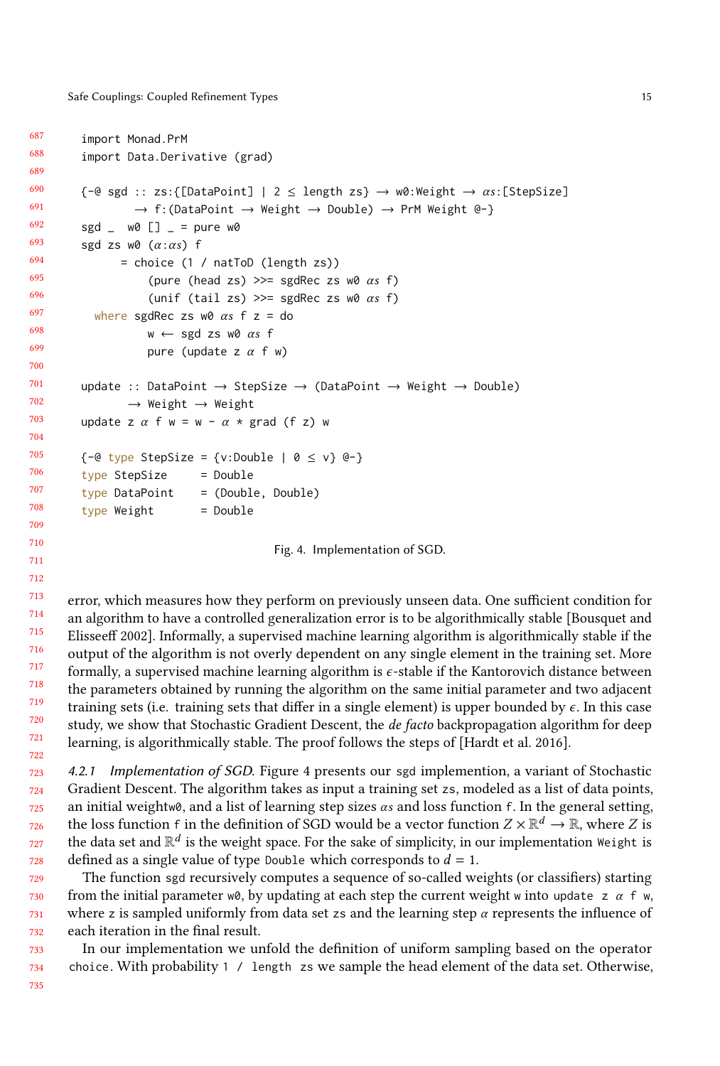```
import Monad.PrM
import Data.Derivative (grad)

{-@ sgd :: zs:{[DataPoint] | 2 ≤ length zs} → w0:Weight → αs:[StepSize]
        → f:(DataPoint → Weight → Double) → PrM Weight @-}
sgd _  w0 [] _ = pure w0
sgd zs w0 (α:αs) f
      = choice (1 / natToD (length zs))
           (pure (head zs) >>= sgdRec zs w0 αs f)
           (unif (tail zs) >>= sgdRec zs w0 αs f)
  where sgdRec zs w0 αs f z = do
           w ← sgd zs w0 αs f
           pure (update z α f w)

update :: DataPoint → StepSize → (DataPoint → Weight → Double)
       → Weight → Weight
update z α f w = w - α * grad (f z) w

{-@ type StepSize = {v:Double | 0 ≤ v} @-}
type StepSize     = Double
type DataPoint    = (Double, Double)
type Weight       = Double
```

Fig. 4. Implementation of SGD.

error, which measures how they perform on previously unseen data. One sufficient condition for an algorithm to have a controlled generalization error is to be algorithmically stable [Bousquet and Elisseeff 2002]. Informally, a supervised machine learning algorithm is algorithmically stable if the output of the algorithm is not overly dependent on any single element in the training set. More formally, a supervised machine learning algorithm is $\epsilon$-stable if the Kantorovich distance between the parameters obtained by running the algorithm on the same initial parameter and two adjacent training sets (i.e. training sets that differ in a single element) is upper bounded by $\epsilon$. In this case study, we show that Stochastic Gradient Descent, the *de facto* backpropagation algorithm for deep learning, is algorithmically stable. The proof follows the steps of [Hardt et al. 2016].

#### 4.2.1 *Implementation of SGD.*

Figure 4 presents our `sgd` implemention, a variant of Stochastic Gradient Descent. The algorithm takes as input a training set `zs`, modeled as a list of data points, an initial weight`w0`, and a list of learning step sizes $\alpha s$ and loss function `f`. In the general setting, the loss function `f` in the definition of SGD would be a vector function $Z \times \mathbb{R}^d \to \mathbb{R}$, where $Z$ is the data set and $\mathbb{R}^d$ is the weight space. For the sake of simplicity, in our implementation `Weight` is defined as a single value of type `Double` which corresponds to $d = 1$.

The function `sgd` recursively computes a sequence of so-called weights (or classifiers) starting from the initial parameter `w0`, by updating at each step the current weight `w` into `update z α f w`, where `z` is sampled uniformly from data set `zs` and the learning step $\alpha$ represents the influence of each iteration in the final result.

In our implementation we unfold the definition of uniform sampling based on the operator `choice`. With probability `1 / length zs` we sample the head element of the data set. Otherwise,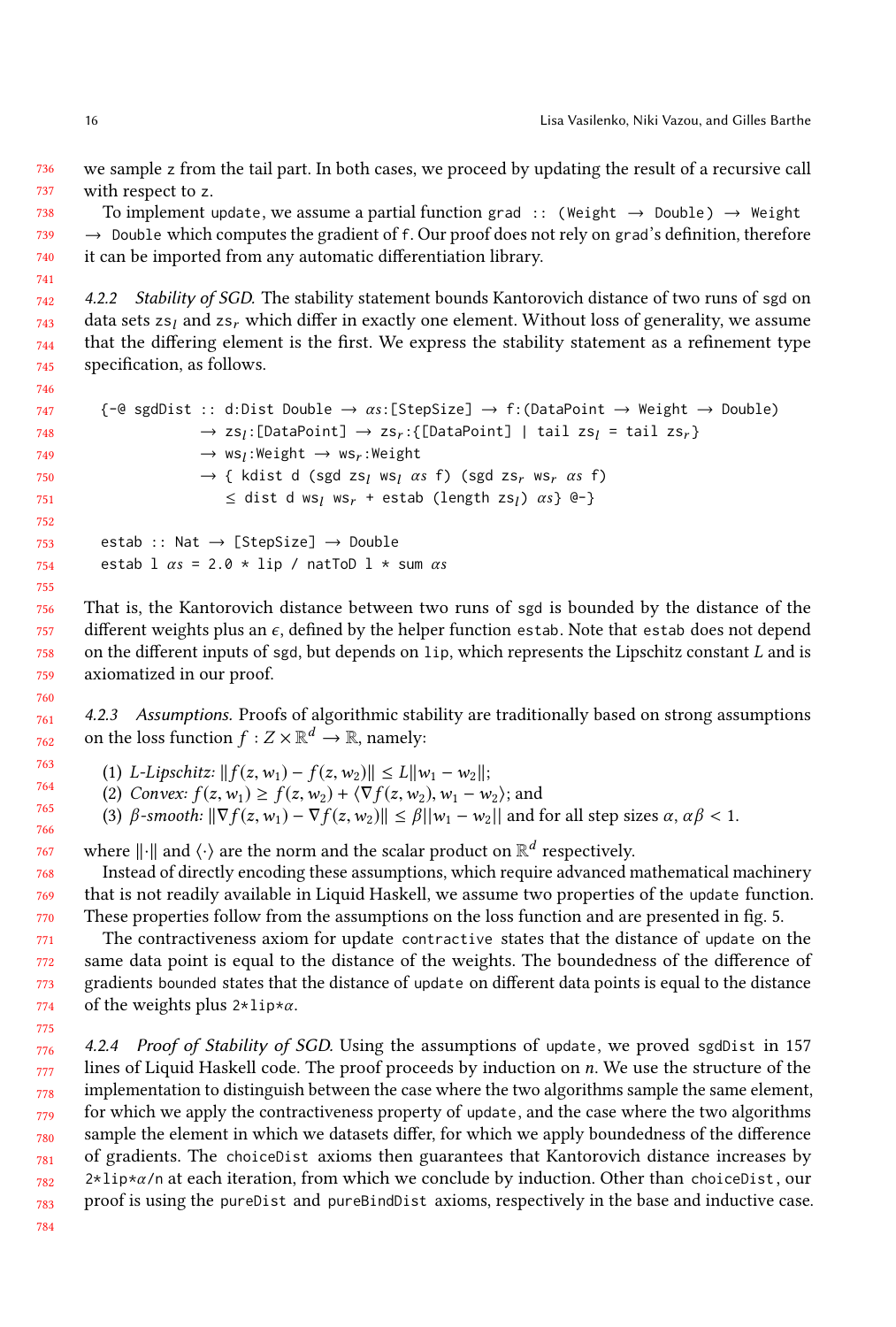we sample z from the tail part. In both cases, we proceed by updating the result of a recursive call with respect to z.

To implement `update`, we assume a partial function `grad :: (Weight → Double) → Weight → Double` which computes the gradient of `f`. Our proof does not rely on `grad`'s definition, therefore it can be imported from any automatic differentiation library.

#### 4.2.2 Stability of SGD.

The stability statement bounds Kantorovich distance of two runs of `sgd` on data sets $zs_l$ and $zs_r$ which differ in exactly one element. Without loss of generality, we assume that the differing element is the first. We express the stability statement as a refinement type specification, as follows.

```
{-@ sgdDist :: d:Dist Double → αs:[StepSize] → f:(DataPoint → Weight → Double)
            → zsₗ:[DataPoint] → zsᵣ:{[DataPoint] | tail zsₗ = tail zsᵣ}
            → wsₗ:Weight → wsᵣ:Weight
            → { kdist d (sgd zsₗ wsₗ αs f) (sgd zsᵣ wsᵣ αs f)
                ≤ dist d wsₗ wsᵣ + estab (length zsₗ) αs} @-}

estab :: Nat → [StepSize] → Double
estab l αs = 2.0 * lip / natToD l * sum αs
```

That is, the Kantorovich distance between two runs of `sgd` is bounded by the distance of the different weights plus an $\epsilon$, defined by the helper function `estab`. Note that `estab` does not depend on the different inputs of `sgd`, but depends on `lip`, which represents the Lipschitz constant $L$ and is axiomatized in our proof.

#### 4.2.3 Assumptions.

Proofs of algorithmic stability are traditionally based on strong assumptions on the loss function $f : Z \times \mathbb{R}^d \to \mathbb{R}$, namely:

(1) *L-Lipschitz:* $\|f(z, w_1) - f(z, w_2)\| \le L\|w_1 - w_2\|$;
(2) *Convex:* $f(z, w_1) \ge f(z, w_2) + \langle \nabla f(z, w_2), w_1 - w_2 \rangle$; and
(3) *$\beta$-smooth:* $\|\nabla f(z, w_1) - \nabla f(z, w_2)\| \le \beta\|w_1 - w_2\|$ and for all step sizes $\alpha$, $\alpha\beta < 1$.

where $\|\cdot\|$ and $\langle\cdot\rangle$ are the norm and the scalar product on $\mathbb{R}^d$ respectively.

Instead of directly encoding these assumptions, which require advanced mathematical machinery that is not readily available in Liquid Haskell, we assume two properties of the `update` function. These properties follow from the assumptions on the loss function and are presented in fig. 5.

The contractiveness axiom for update `contractive` states that the distance of `update` on the same data point is equal to the distance of the weights. The boundedness of the difference of gradients `bounded` states that the distance of `update` on different data points is equal to the distance of the weights plus `2*lip*α`.

#### 4.2.4 Proof of Stability of SGD.

Using the assumptions of `update`, we proved `sgdDist` in 157 lines of Liquid Haskell code. The proof proceeds by induction on $n$. We use the structure of the implementation to distinguish between the case where the two algorithms sample the same element, for which we apply the contractiveness property of `update`, and the case where the two algorithms sample the element in which we datasets differ, for which we apply boundedness of the difference of gradients. The `choiceDist` axioms then guarantees that Kantorovich distance increases by `2*lip*α/n` at each iteration, from which we conclude by induction. Other than `choiceDist`, our proof is using the `pureDist` and `pureBindDist` axioms, respectively in the base and inductive case.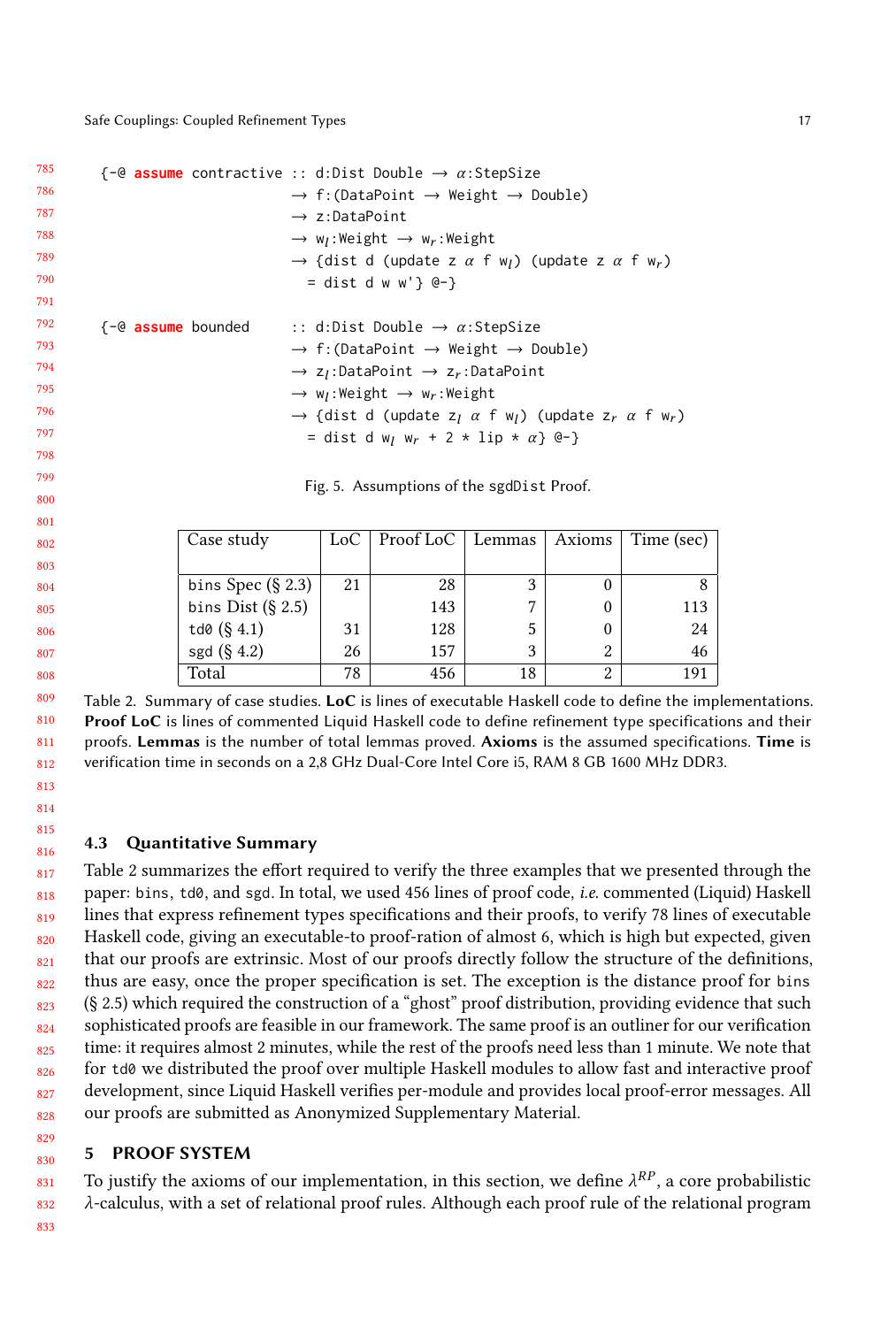```
{-@ assume contractive :: d:Dist Double → α:StepSize
                       → f:(DataPoint → Weight → Double)
                       → z:DataPoint
                       → wₗ:Weight → wᵣ:Weight
                       → {dist d (update z α f wₗ) (update z α f wᵣ)
                          = dist d w w'} @-}

{-@ assume bounded     :: d:Dist Double → α:StepSize
                       → f:(DataPoint → Weight → Double)
                       → zₗ:DataPoint → zᵣ:DataPoint
                       → wₗ:Weight → wᵣ:Weight
                       → {dist d (update zₗ α f wₗ) (update zᵣ α f wᵣ)
                          = dist d wₗ wᵣ + 2 * lip * α} @-}
```

Fig. 5. Assumptions of the sgdDist Proof.

| Case study | LoC | Proof LoC | Lemmas | Axioms | Time (sec) |
|---|---|---|---|---|---|
| bins Spec (§ 2.3) | 21 | 28 | 3 | 0 | 8 |
| bins Dist (§ 2.5) | | 143 | 7 | 0 | 113 |
| td0 (§ 4.1) | 31 | 128 | 5 | 0 | 24 |
| sgd (§ 4.2) | 26 | 157 | 3 | 2 | 46 |
| Total | 78 | 456 | 18 | 2 | 191 |

Table 2. Summary of case studies. **LoC** is lines of executable Haskell code to define the implementations. **Proof LoC** is lines of commented Liquid Haskell code to define refinement type specifications and their proofs. **Lemmas** is the number of total lemmas proved. **Axioms** is the assumed specifications. **Time** is verification time in seconds on a 2,8 GHz Dual-Core Intel Core i5, RAM 8 GB 1600 MHz DDR3.

### 4.3 Quantitative Summary

Table 2 summarizes the effort required to verify the three examples that we presented through the paper: bins, td0, and sgd. In total, we used 456 lines of proof code, *i.e.* commented (Liquid) Haskell lines that express refinement types specifications and their proofs, to verify 78 lines of executable Haskell code, giving an executable-to proof-ration of almost 6, which is high but expected, given that our proofs are extrinsic. Most of our proofs directly follow the structure of the definitions, thus are easy, once the proper specification is set. The exception is the distance proof for bins (§ 2.5) which required the construction of a "ghost" proof distribution, providing evidence that such sophisticated proofs are feasible in our framework. The same proof is an outliner for our verification time: it requires almost 2 minutes, while the rest of the proofs need less than 1 minute. We note that for td0 we distributed the proof over multiple Haskell modules to allow fast and interactive proof development, since Liquid Haskell verifies per-module and provides local proof-error messages. All our proofs are submitted as Anonymized Supplementary Material.

## 5 PROOF SYSTEM

To justify the axioms of our implementation, in this section, we define $\lambda^{RP}$, a core probabilistic $\lambda$-calculus, with a set of relational proof rules. Although each proof rule of the relational program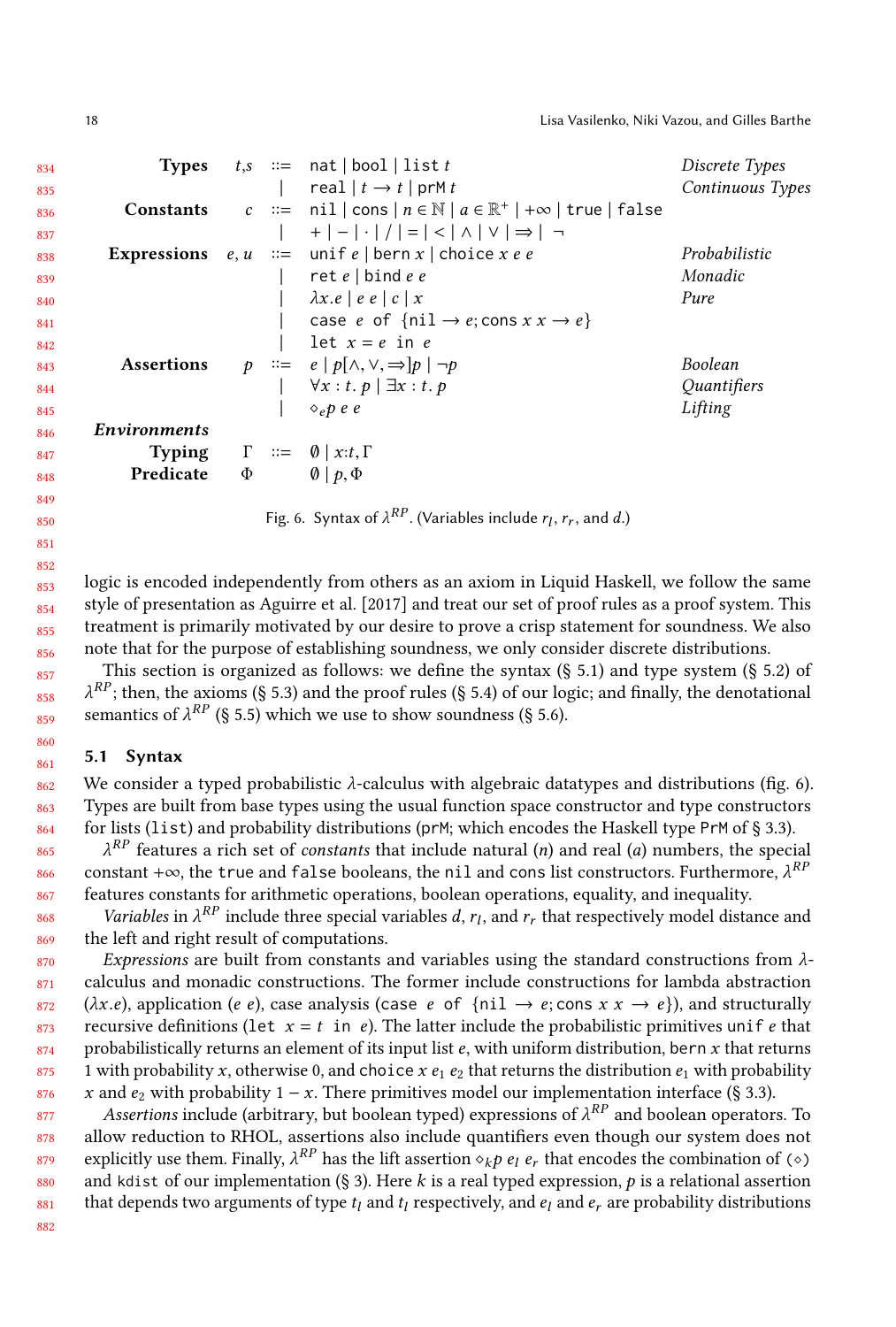| | | | | |
|---|---|---|---|---|
| **Types** | $t, s$ | ::= | `nat` \| `bool` \| `list` $t$ | *Discrete Types* |
| | | \| | `real` \| $t \to t$ \| `prM` $t$ | *Continuous Types* |
| **Constants** | $c$ | ::= | `nil` \| `cons` \| $n \in \mathbb{N}$ \| $a \in \mathbb{R}^+$ \| $+\infty$ \| `true` \| `false` | |
| | | \| | $+ \mid - \mid \cdot \mid / \mid = \mid < \mid \wedge \mid \vee \mid \Rightarrow \mid \neg$ | |
| **Expressions** | $e, u$ | ::= | `unif` $e$ \| `bern` $x$ \| `choice` $x\ e\ e$ | *Probabilistic* |
| | | \| | `ret` $e$ \| `bind` $e\ e$ | *Monadic* |
| | | \| | $\lambda x.e$ \| $e\ e$ \| $c$ \| $x$ | *Pure* |
| | | \| | `case` $e$ `of` $\{$`nil` $\to e;$ `cons` $x\ x \to e\}$ | |
| | | \| | `let` $x = e$ `in` $e$ | |
| **Assertions** | $p$ | ::= | $e \mid p[\wedge, \vee, \Rightarrow]p \mid \neg p$ | *Boolean* |
| | | \| | $\forall x : t.\, p \mid \exists x : t.\, p$ | *Quantifiers* |
| | | \| | $\diamond_e p\ e\ e$ | *Lifting* |
| ***Environments*** | | | | |
| **Typing** | $\Gamma$ | ::= | $\emptyset \mid x{:}t, \Gamma$ | |
| **Predicate** | $\Phi$ | | $\emptyset \mid p, \Phi$ | |

Fig. 6. Syntax of $\lambda^{RP}$. (Variables include $r_l$, $r_r$, and $d$.)

logic is encoded independently from others as an axiom in Liquid Haskell, we follow the same style of presentation as Aguirre et al. [2017] and treat our set of proof rules as a proof system. This treatment is primarily motivated by our desire to prove a crisp statement for soundness. We also note that for the purpose of establishing soundness, we only consider discrete distributions.

This section is organized as follows: we define the syntax (§ 5.1) and type system (§ 5.2) of $\lambda^{RP}$; then, the axioms (§ 5.3) and the proof rules (§ 5.4) of our logic; and finally, the denotational semantics of $\lambda^{RP}$ (§ 5.5) which we use to show soundness (§ 5.6).

## 5.1 Syntax

We consider a typed probabilistic $\lambda$-calculus with algebraic datatypes and distributions (fig. 6). Types are built from base types using the usual function space constructor and type constructors for lists (`list`) and probability distributions (`prM`; which encodes the Haskell type `PrM` of § 3.3).

$\lambda^{RP}$ features a rich set of *constants* that include natural ($n$) and real ($a$) numbers, the special constant $+\infty$, the `true` and `false` booleans, the `nil` and `cons` list constructors. Furthermore, $\lambda^{RP}$ features constants for arithmetic operations, boolean operations, equality, and inequality.

*Variables* in $\lambda^{RP}$ include three special variables $d$, $r_l$, and $r_r$ that respectively model distance and the left and right result of computations.

*Expressions* are built from constants and variables using the standard constructions from $\lambda$-calculus and monadic constructions. The former include constructions for lambda abstraction ($\lambda x.e$), application ($e\ e$), case analysis (`case` $e$ `of` $\{$`nil` $\to e;$ `cons` $x\ x \to e\}$), and structurally recursive definitions (`let` $x = t$ `in` $e$). The latter include the probabilistic primitives `unif` $e$ that probabilistically returns an element of its input list $e$, with uniform distribution, `bern` $x$ that returns 1 with probability $x$, otherwise 0, and `choice` $x\ e_1\ e_2$ that returns the distribution $e_1$ with probability $x$ and $e_2$ with probability $1 - x$. There primitives model our implementation interface (§ 3.3).

*Assertions* include (arbitrary, but boolean typed) expressions of $\lambda^{RP}$ and boolean operators. To allow reduction to RHOL, assertions also include quantifiers even though our system does not explicitly use them. Finally, $\lambda^{RP}$ has the lift assertion $\diamond_k p\ e_l\ e_r$ that encodes the combination of ($\diamond$) and `kdist` of our implementation (§ 3). Here $k$ is a real typed expression, $p$ is a relational assertion that depends two arguments of type $t_l$ and $t_l$ respectively, and $e_l$ and $e_r$ are probability distributions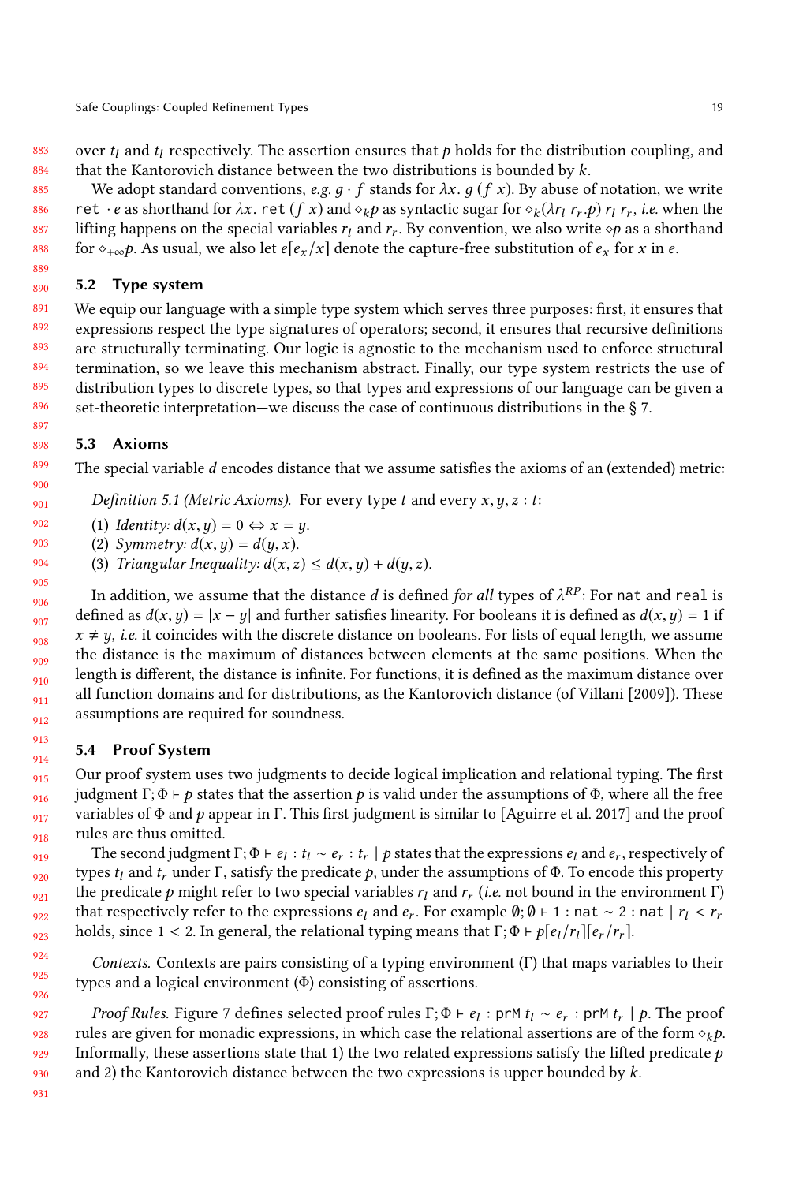over $t_l$ and $t_l$ respectively. The assertion ensures that $p$ holds for the distribution coupling, and that the Kantorovich distance between the two distributions is bounded by $k$.

We adopt standard conventions, *e.g.* $g \cdot f$ stands for $\lambda x.\ g\ (f\ x)$. By abuse of notation, we write $\texttt{ret} \cdot e$ as shorthand for $\lambda x.\ \texttt{ret}\ (f\ x)$ and $\diamond_k p$ as syntactic sugar for $\diamond_k(\lambda r_l\ r_r.p)\ r_l\ r_r$, *i.e.* when the lifting happens on the special variables $r_l$ and $r_r$. By convention, we also write $\diamond p$ as a shorthand for $\diamond_{+\infty} p$. As usual, we also let $e[e_x/x]$ denote the capture-free substitution of $e_x$ for $x$ in $e$.

## 5.2 Type system

We equip our language with a simple type system which serves three purposes: first, it ensures that expressions respect the type signatures of operators; second, it ensures that recursive definitions are structurally terminating. Our logic is agnostic to the mechanism used to enforce structural termination, so we leave this mechanism abstract. Finally, our type system restricts the use of distribution types to discrete types, so that types and expressions of our language can be given a set-theoretic interpretation—we discuss the case of continuous distributions in the § 7.

## 5.3 Axioms

The special variable $d$ encodes distance that we assume satisfies the axioms of an (extended) metric:

*Definition 5.1 (Metric Axioms).* For every type $t$ and every $x, y, z : t$:

(1) *Identity:* $d(x, y) = 0 \Leftrightarrow x = y$.
(2) *Symmetry:* $d(x, y) = d(y, x)$.
(3) *Triangular Inequality:* $d(x, z) \leq d(x, y) + d(y, z)$.

In addition, we assume that the distance $d$ is defined *for all* types of $\lambda^{RP}$: For `nat` and `real` is defined as $d(x, y) = |x - y|$ and further satisfies linearity. For booleans it is defined as $d(x, y) = 1$ if $x \neq y$, *i.e.* it coincides with the discrete distance on booleans. For lists of equal length, we assume the distance is the maximum of distances between elements at the same positions. When the length is different, the distance is infinite. For functions, it is defined as the maximum distance over all function domains and for distributions, as the Kantorovich distance (of Villani [2009]). These assumptions are required for soundness.

## 5.4 Proof System

Our proof system uses two judgments to decide logical implication and relational typing. The first judgment $\Gamma; \Phi \vdash p$ states that the assertion $p$ is valid under the assumptions of $\Phi$, where all the free variables of $\Phi$ and $p$ appear in $\Gamma$. This first judgment is similar to [Aguirre et al. 2017] and the proof rules are thus omitted.

The second judgment $\Gamma; \Phi \vdash e_l : t_l \sim e_r : t_r \mid p$ states that the expressions $e_l$ and $e_r$, respectively of types $t_l$ and $t_r$ under $\Gamma$, satisfy the predicate $p$, under the assumptions of $\Phi$. To encode this property the predicate $p$ might refer to two special variables $r_l$ and $r_r$ (*i.e.* not bound in the environment $\Gamma$) that respectively refer to the expressions $e_l$ and $e_r$. For example $\emptyset; \emptyset \vdash 1 : \texttt{nat} \sim 2 : \texttt{nat} \mid r_l < r_r$ holds, since $1 < 2$. In general, the relational typing means that $\Gamma; \Phi \vdash p[e_l/r_l][e_r/r_r]$.

*Contexts.* Contexts are pairs consisting of a typing environment ($\Gamma$) that maps variables to their types and a logical environment ($\Phi$) consisting of assertions.

*Proof Rules.* Figure 7 defines selected proof rules $\Gamma; \Phi \vdash e_l : \texttt{prM}\ t_l \sim e_r : \texttt{prM}\ t_r \mid p$. The proof rules are given for monadic expressions, in which case the relational assertions are of the form $\diamond_k p$. Informally, these assertions state that 1) the two related expressions satisfy the lifted predicate $p$ and 2) the Kantorovich distance between the two expressions is upper bounded by $k$.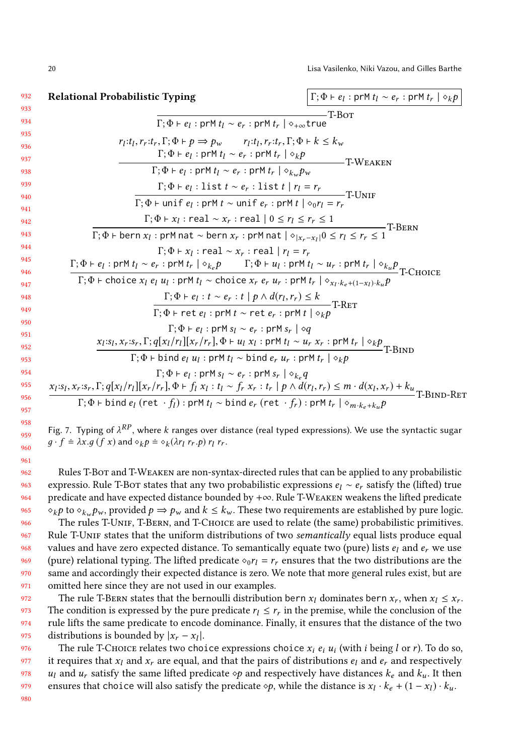**Relational Probabilistic Typing** $\boxed{\Gamma;\Phi \vdash e_l : \mathsf{prM}\ t_l \sim e_r : \mathsf{prM}\ t_r \mid \diamond_k p}$

$$\frac{}{\Gamma;\Phi \vdash e_l : \mathsf{prM}\ t_l \sim e_r : \mathsf{prM}\ t_r \mid \diamond_{+\infty}\mathsf{true}}\ \textsc{T-Bot}$$

$$\frac{r_l{:}t_l, r_r{:}t_r, \Gamma;\Phi \vdash p \Rightarrow p_w \qquad r_l{:}t_l, r_r{:}t_r, \Gamma;\Phi \vdash k \leq k_w \qquad \Gamma;\Phi \vdash e_l : \mathsf{prM}\ t_l \sim e_r : \mathsf{prM}\ t_r \mid \diamond_k p}{\Gamma;\Phi \vdash e_l : \mathsf{prM}\ t_l \sim e_r : \mathsf{prM}\ t_r \mid \diamond_{k_w} p_w}\ \textsc{T-Weaken}$$

$$\frac{\Gamma;\Phi \vdash e_l : \mathsf{list}\ t \sim e_r : \mathsf{list}\ t \mid r_l = r_r}{\Gamma;\Phi \vdash \mathsf{unif}\ e_l : \mathsf{prM}\ t \sim \mathsf{unif}\ e_r : \mathsf{prM}\ t \mid \diamond_0 r_l = r_r}\ \textsc{T-Unif}$$

$$\frac{\Gamma;\Phi \vdash x_l : \mathsf{real} \sim x_r : \mathsf{real} \mid 0 \leq r_l \leq r_r \leq 1}{\Gamma;\Phi \vdash \mathsf{bern}\ x_l : \mathsf{prM}\ \mathsf{nat} \sim \mathsf{bern}\ x_r : \mathsf{prM}\ \mathsf{nat} \mid \diamond_{|x_r - x_l|} 0 \leq r_l \leq r_r \leq 1}\ \textsc{T-Bern}$$

$$\frac{\Gamma;\Phi \vdash x_l : \mathsf{real} \sim x_r : \mathsf{real} \mid r_l = r_r \qquad \Gamma;\Phi \vdash e_l : \mathsf{prM}\ t_l \sim e_r : \mathsf{prM}\ t_r \mid \diamond_{k_e} p \qquad \Gamma;\Phi \vdash u_l : \mathsf{prM}\ t_l \sim u_r : \mathsf{prM}\ t_r \mid \diamond_{k_u} p}{\Gamma;\Phi \vdash \mathsf{choice}\ x_l\ e_l\ u_l : \mathsf{prM}\ t_l \sim \mathsf{choice}\ x_r\ e_r\ u_r : \mathsf{prM}\ t_r \mid \diamond_{x_l \cdot k_e + (1-x_l)\cdot k_u} p}\ \textsc{T-Choice}$$

$$\frac{\Gamma;\Phi \vdash e_l : t \sim e_r : t \mid p \wedge d(r_l, r_r) \leq k}{\Gamma;\Phi \vdash \mathsf{ret}\ e_l : \mathsf{prM}\ t \sim \mathsf{ret}\ e_r : \mathsf{prM}\ t \mid \diamond_k p}\ \textsc{T-Ret}$$

$$\frac{\Gamma;\Phi \vdash e_l : \mathsf{prM}\ s_l \sim e_r : \mathsf{prM}\ s_r \mid \diamond q \qquad x_l{:}s_l, x_r{:}s_r, \Gamma; q[x_l/r_l][x_r/r_r], \Phi \vdash u_l\ x_l : \mathsf{prM}\ t_l \sim u_r\ x_r : \mathsf{prM}\ t_r \mid \diamond_k p}{\Gamma;\Phi \vdash \mathsf{bind}\ e_l\ u_l : \mathsf{prM}\ t_l \sim \mathsf{bind}\ e_r\ u_r : \mathsf{prM}\ t_r \mid \diamond_k p}\ \textsc{T-Bind}$$

$$\frac{\Gamma;\Phi \vdash e_l : \mathsf{prM}\ s_l \sim e_r : \mathsf{prM}\ s_r \mid \diamond_{k_e} q \qquad x_l{:}s_l, x_r{:}s_r, \Gamma; q[x_l/r_l][x_r/r_r], \Phi \vdash f_l\ x_l : t_l \sim f_r\ x_r : t_r \mid p \wedge d(r_l, r_r) \leq m \cdot d(x_l, x_r) + k_u}{\Gamma;\Phi \vdash \mathsf{bind}\ e_l\ (\mathsf{ret}\ \cdot f_l) : \mathsf{prM}\ t_l \sim \mathsf{bind}\ e_r\ (\mathsf{ret}\ \cdot f_r) : \mathsf{prM}\ t_r \mid \diamond_{m \cdot k_e + k_u} p}\ \textsc{T-Bind-Ret}$$

Fig. 7. Typing of $\lambda^{RP}$, where $k$ ranges over distance (real typed expressions). We use the syntactic sugar $g \cdot f \doteq \lambda x.g\,(f\ x)$ and $\diamond_k p \doteq \diamond_k(\lambda r_l\ r_r.p)\ r_l\ r_r$.

Rules T-Bot and T-Weaken are non-syntax-directed rules that can be applied to any probabilistic expressio. Rule T-Bot states that any two probabilistic expressions $e_l \sim e_r$ satisfy the (lifted) true predicate and have expected distance bounded by $+\infty$. Rule T-Weaken weakens the lifted predicate $\diamond_k p$ to $\diamond_{k_w} p_w$, provided $p \Rightarrow p_w$ and $k \leq k_w$. These two requirements are established by pure logic.

The rules T-Unif, T-Bern, and T-Choice are used to relate (the same) probabilistic primitives. Rule T-Unif states that the uniform distributions of two *semantically* equal lists produce equal values and have zero expected distance. To semantically equate two (pure) lists $e_l$ and $e_r$ we use (pure) relational typing. The lifted predicate $\diamond_0 r_l = r_r$ ensures that the two distributions are the same and accordingly their expected distance is zero. We note that more general rules exist, but are omitted here since they are not used in our examples.

The rule T-Bern states that the bernoulli distribution bern $x_l$ dominates bern $x_r$, when $x_l \leq x_r$. The condition is expressed by the pure predicate $r_l \leq r_r$ in the premise, while the conclusion of the rule lifts the same predicate to encode dominance. Finally, it ensures that the distance of the two distributions is bounded by $|x_r - x_l|$.

The rule T-Choice relates two choice expressions choice $x_i$ $e_i$ $u_i$ (with $i$ being $l$ or $r$). To do so, it requires that $x_l$ and $x_r$ are equal, and that the pairs of distributions $e_l$ and $e_r$ and respectively $u_l$ and $u_r$ satisfy the same lifted predicate $\diamond p$ and respectively have distances $k_e$ and $k_u$. It then ensures that choice will also satisfy the predicate $\diamond p$, while the distance is $x_l \cdot k_e + (1 - x_l) \cdot k_u$.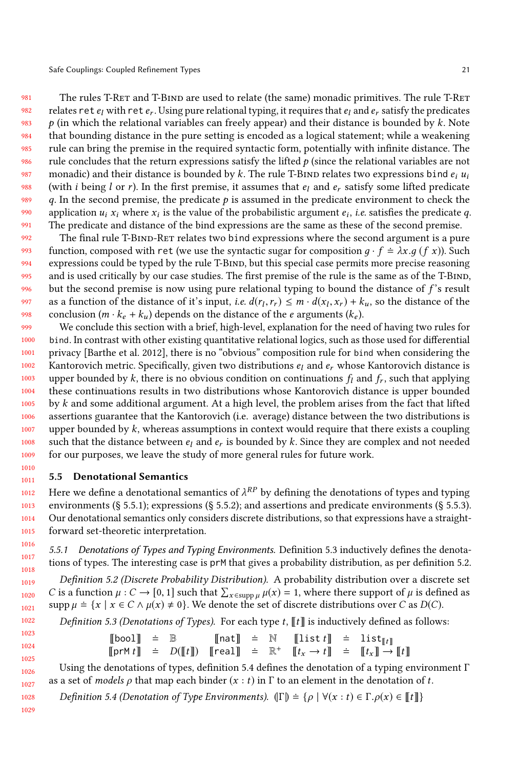The rules T-Ret and T-Bind are used to relate (the same) monadic primitives. The rule T-Ret relates `ret` $e_l$ with `ret` $e_r$. Using pure relational typing, it requires that $e_l$ and $e_r$ satisfy the predicates $p$ (in which the relational variables can freely appear) and their distance is bounded by $k$. Note that bounding distance in the pure setting is encoded as a logical statement; while a weakening rule can bring the premise in the required syntactic form, potentially with infinite distance. The rule concludes that the return expressions satisfy the lifted $p$ (since the relational variables are not monadic) and their distance is bounded by $k$. The rule T-Bind relates two expressions `bind` $e_i$ $u_i$ (with $i$ being $l$ or $r$). In the first premise, it assumes that $e_l$ and $e_r$ satisfy some lifted predicate $q$. In the second premise, the predicate $p$ is assumed in the predicate environment to check the application $u_i$ $x_i$ where $x_i$ is the value of the probabilistic argument $e_i$, *i.e.* satisfies the predicate $q$. The predicate and distance of the bind expressions are the same as these of the second premise.

The final rule T-Bind-Ret relates two `bind` expressions where the second argument is a pure function, composed with `ret` (we use the syntactic sugar for composition $g \cdot f \doteq \lambda x.g\ (f\ x)$). Such expressions could be typed by the rule T-Bind, but this special case permits more precise reasoning and is used critically by our case studies. The first premise of the rule is the same as of the T-Bind, but the second premise is now using pure relational typing to bound the distance of $f$'s result as a function of the distance of it's input, *i.e.* $d(r_l, r_r) \leq m \cdot d(x_l, x_r) + k_u$, so the distance of the conclusion $(m \cdot k_e + k_u)$ depends on the distance of the $e$ arguments ($k_e$).

We conclude this section with a brief, high-level, explanation for the need of having two rules for `bind`. In contrast with other existing quantitative relational logics, such as those used for differential privacy [Barthe et al. 2012], there is no "obvious" composition rule for `bind` when considering the Kantorovich metric. Specifically, given two distributions $e_l$ and $e_r$ whose Kantorovich distance is upper bounded by $k$, there is no obvious condition on continuations $f_l$ and $f_r$, such that applying these continuations results in two distributions whose Kantorovich distance is upper bounded by $k$ and some additional argument. At a high level, the problem arises from the fact that lifted assertions guarantee that the Kantorovich (i.e. average) distance between the two distributions is upper bounded by $k$, whereas assumptions in context would require that there exists a coupling such that the distance between $e_l$ and $e_r$ is bounded by $k$. Since they are complex and not needed for our purposes, we leave the study of more general rules for future work.

### 5.5 Denotational Semantics

Here we define a denotational semantics of $\lambda^{RP}$ by defining the denotations of types and typing environments (§ 5.5.1); expressions (§ 5.5.2); and assertions and predicate environments (§ 5.5.3). Our denotational semantics only considers discrete distributions, so that expressions have a straight-forward set-theoretic interpretation.

#### 5.5.1 Denotations of Types and Typing Environments.

Definition 5.3 inductively defines the denotations of types. The interesting case is `prM` that gives a probability distribution, as per definition 5.2.

*Definition 5.2 (Discrete Probability Distribution).* A probability distribution over a discrete set $C$ is a function $\mu : C \to [0, 1]$ such that $\sum_{x \in \text{supp}\,\mu} \mu(x) = 1$, where there support of $\mu$ is defined as $\text{supp}\,\mu \doteq \{x \mid x \in C \wedge \mu(x) \neq 0\}$. We denote the set of discrete distributions over $C$ as $D(C)$.

*Definition 5.3 (Denotations of Types).* For each type $t$, $[\![t]\!]$ is inductively defined as follows:

$$
\begin{array}{llllllll}
[\![\texttt{bool}]\!] & \doteq & \mathbb{B} & [\![\texttt{nat}]\!] \doteq \mathbb{N} & & [\![\texttt{list}\ t]\!] & \doteq & \texttt{list}_{[\![t]\!]} \\
[\![\texttt{prM}\ t]\!] & \doteq & D([\![t]\!]) & [\![\texttt{real}]\!] \doteq \mathbb{R}^+ & & [\![t_x \to t]\!] & \doteq & [\![t_x]\!] \to [\![t]\!]
\end{array}
$$

Using the denotations of types, definition 5.4 defines the denotation of a typing environment $\Gamma$ as a set of *models* $\rho$ that map each binder $(x : t)$ in $\Gamma$ to an element in the denotation of $t$.

*Definition 5.4 (Denotation of Type Environments).* $(\!|\Gamma|\!) \doteq \{\rho \mid \forall (x : t) \in \Gamma.\rho(x) \in [\![t]\!]\}$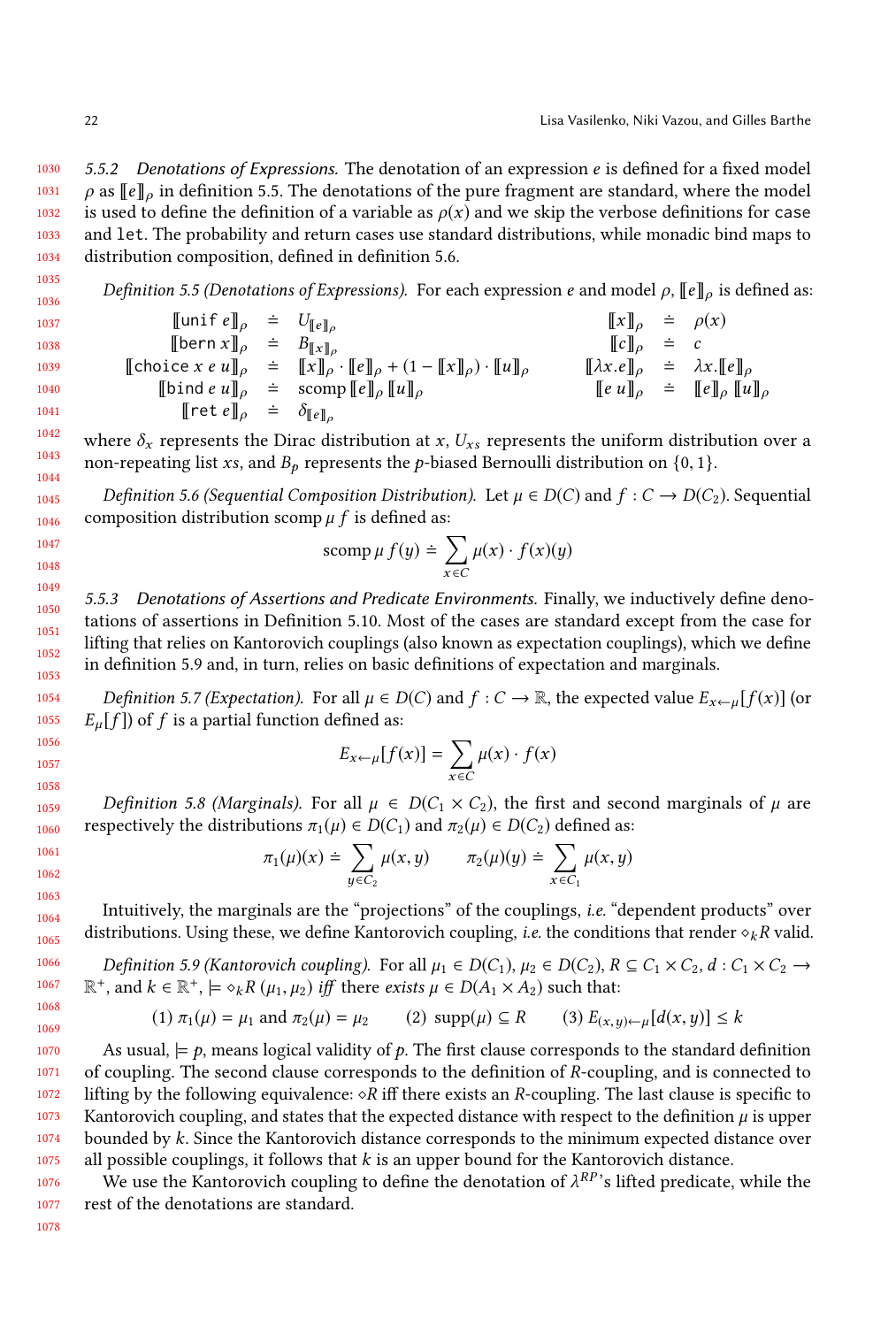#### 5.5.2 Denotations of Expressions.

The denotation of an expression $e$ is defined for a fixed model $\rho$ as $[\![e]\!]_\rho$ in definition 5.5. The denotations of the pure fragment are standard, where the model is used to define the definition of a variable as $\rho(x)$ and we skip the verbose definitions for `case` and `let`. The probability and return cases use standard distributions, while monadic bind maps to distribution composition, defined in definition 5.6.

*Definition 5.5 (Denotations of Expressions).* For each expression $e$ and model $\rho$, $[\![e]\!]_\rho$ is defined as:

$$
\begin{array}{rcl@{\qquad}rcl}
[\![\texttt{unif}\ e]\!]_\rho & \doteq & U_{[\![e]\!]_\rho} & [\![x]\!]_\rho & \doteq & \rho(x) \\
[\![\texttt{bern}\ x]\!]_\rho & \doteq & B_{[\![x]\!]_\rho} & [\![c]\!]_\rho & \doteq & c \\
[\![\texttt{choice}\ x\ e\ u]\!]_\rho & \doteq & [\![x]\!]_\rho \cdot [\![e]\!]_\rho + (1 - [\![x]\!]_\rho) \cdot [\![u]\!]_\rho & [\![\lambda x.e]\!]_\rho & \doteq & \lambda x.[\![e]\!]_\rho \\
[\![\texttt{bind}\ e\ u]\!]_\rho & \doteq & \text{scomp}\ [\![e]\!]_\rho\ [\![u]\!]_\rho & [\![e\ u]\!]_\rho & \doteq & [\![e]\!]_\rho\ [\![u]\!]_\rho \\
[\![\texttt{ret}\ e]\!]_\rho & \doteq & \delta_{[\![e]\!]_\rho} & & &
\end{array}
$$

where $\delta_x$ represents the Dirac distribution at $x$, $U_{xs}$ represents the uniform distribution over a non-repeating list $xs$, and $B_p$ represents the $p$-biased Bernoulli distribution on $\{0, 1\}$.

*Definition 5.6 (Sequential Composition Distribution).* Let $\mu \in D(C)$ and $f : C \to D(C_2)$. Sequential composition distribution $\text{scomp}\ \mu\ f$ is defined as:

$$\text{scomp}\ \mu\ f(y) \doteq \sum_{x \in C} \mu(x) \cdot f(x)(y)$$

#### 5.5.3 Denotations of Assertions and Predicate Environments.

Finally, we inductively define denotations of assertions in Definition 5.10. Most of the cases are standard except from the case for lifting that relies on Kantorovich couplings (also known as expectation couplings), which we define in definition 5.9 and, in turn, relies on basic definitions of expectation and marginals.

*Definition 5.7 (Expectation).* For all $\mu \in D(C)$ and $f : C \to \mathbb{R}$, the expected value $E_{x \leftarrow \mu}[f(x)]$ (or $E_\mu[f]$) of $f$ is a partial function defined as:

$$E_{x \leftarrow \mu}[f(x)] = \sum_{x \in C} \mu(x) \cdot f(x)$$

*Definition 5.8 (Marginals).* For all $\mu \in D(C_1 \times C_2)$, the first and second marginals of $\mu$ are respectively the distributions $\pi_1(\mu) \in D(C_1)$ and $\pi_2(\mu) \in D(C_2)$ defined as:

$$\pi_1(\mu)(x) \doteq \sum_{y \in C_2} \mu(x, y) \qquad \pi_2(\mu)(y) \doteq \sum_{x \in C_1} \mu(x, y)$$

Intuitively, the marginals are the "projections" of the couplings, *i.e.* "dependent products" over distributions. Using these, we define Kantorovich coupling, *i.e.* the conditions that render $\diamond_k R$ valid.

*Definition 5.9 (Kantorovich coupling).* For all $\mu_1 \in D(C_1)$, $\mu_2 \in D(C_2)$, $R \subseteq C_1 \times C_2$, $d : C_1 \times C_2 \to \mathbb{R}^+$, and $k \in \mathbb{R}^+$, $\models \diamond_k R\ (\mu_1, \mu_2)$ *iff* there *exists* $\mu \in D(A_1 \times A_2)$ such that:

$$(1)\ \pi_1(\mu) = \mu_1 \text{ and } \pi_2(\mu) = \mu_2 \qquad (2)\ \text{supp}(\mu) \subseteq R \qquad (3)\ E_{(x,y) \leftarrow \mu}[d(x, y)] \leq k$$

As usual, $\models p$, means logical validity of $p$. The first clause corresponds to the standard definition of coupling. The second clause corresponds to the definition of $R$-coupling, and is connected to lifting by the following equivalence: $\diamond R$ iff there exists an $R$-coupling. The last clause is specific to Kantorovich coupling, and states that the expected distance with respect to the definition $\mu$ is upper bounded by $k$. Since the Kantorovich distance corresponds to the minimum expected distance over all possible couplings, it follows that $k$ is an upper bound for the Kantorovich distance.

We use the Kantorovich coupling to define the denotation of $\lambda^{RP}$'s lifted predicate, while the rest of the denotations are standard.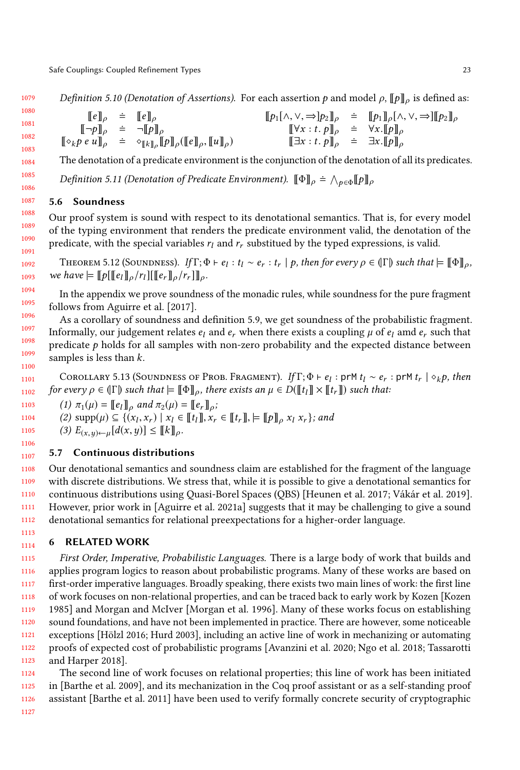*Definition 5.10 (Denotation of Assertions).* For each assertion $p$ and model $\rho$, $[\![p]\!]_\rho$ is defined as:

$$
\begin{array}{rclrcl}
[\![e]\!]_\rho & \doteq & [\![e]\!]_\rho & [\![p_1[\wedge,\vee,\Rightarrow]p_2]\!]_\rho & \doteq & [\![p_1]\!]_\rho[\wedge,\vee,\Rightarrow][\![p_2]\!]_\rho \\
[\![\neg p]\!]_\rho & \doteq & \neg[\![p]\!]_\rho & [\![\forall x : t.\ p]\!]_\rho & \doteq & \forall x.[\![p]\!]_\rho \\
[\![\diamond_k p\ e\ u]\!]_\rho & \doteq & \diamond_{[\![k]\!]_\rho}[\![p]\!]_\rho([\![e]\!]_\rho, [\![u]\!]_\rho) & [\![\exists x : t.\ p]\!]_\rho & \doteq & \exists x.[\![p]\!]_\rho
\end{array}
$$

The denotation of a predicate environment is the conjunction of the denotation of all its predicates.

*Definition 5.11 (Denotation of Predicate Environment).* $[\![\Phi]\!]_\rho \doteq \bigwedge_{p\in\Phi}[\![p]\!]_\rho$

### 5.6 Soundness

Our proof system is sound with respect to its denotational semantics. That is, for every model of the typing environment that renders the predicate environment valid, the denotation of the predicate, with the special variables $r_l$ and $r_r$ substitued by the typed expressions, is valid.

Theorem 5.12 (Soundness). *If $\Gamma; \Phi \vdash e_l : t_l \sim e_r : t_r \mid p$, then for every $\rho \in (\!|\Gamma|\!)$ such that $\models [\![\Phi]\!]_\rho$, we have $\models [\![p[[\![e_l]\!]_\rho/r_l][[\![e_r]\!]_\rho/r_r]]\!]_\rho$.*

In the appendix we prove soundness of the monadic rules, while soundness for the pure fragment follows from Aguirre et al. [2017].

As a corollary of soundness and definition 5.9, we get soundness of the probabilistic fragment. Informally, our judgement relates $e_l$ and $e_r$ when there exists a coupling $\mu$ of $e_l$ amd $e_r$ such that predicate $p$ holds for all samples with non-zero probability and the expected distance between samples is less than $k$.

Corollary 5.13 (Soundness of Prob. Fragment). *If $\Gamma; \Phi \vdash e_l : \mathsf{prM}\ t_l \sim e_r : \mathsf{prM}\ t_r \mid \diamond_k p$, then for every $\rho \in (\!|\Gamma|\!)$ such that $\models [\![\Phi]\!]_\rho$, there exists an $\mu \in D([\![t_l]\!] \times [\![t_r]\!])$ such that:*

*(1) $\pi_1(\mu) = [\![e_l]\!]_\rho$ and $\pi_2(\mu) = [\![e_r]\!]_\rho$;*
*(2) $\mathrm{supp}(\mu) \subseteq \{(x_l, x_r) \mid x_l \in [\![t_l]\!], x_r \in [\![t_r]\!], \models [\![p]\!]_\rho\ x_l\ x_r\}$; and*
*(3) $E_{(x,y)\leftarrow\mu}[d(x,y)] \leq [\![k]\!]_\rho$.*

### 5.7 Continuous distributions

Our denotational semantics and soundness claim are established for the fragment of the language with discrete distributions. We stress that, while it is possible to give a denotational semantics for continuous distributions using Quasi-Borel Spaces (QBS) [Heunen et al. 2017; Vákár et al. 2019]. However, prior work in [Aguirre et al. 2021a] suggests that it may be challenging to give a sound denotational semantics for relational preexpectations for a higher-order language.

## 6 RELATED WORK

*First Order, Imperative, Probabilistic Languages.* There is a large body of work that builds and applies program logics to reason about probabilistic programs. Many of these works are based on first-order imperative languages. Broadly speaking, there exists two main lines of work: the first line of work focuses on non-relational properties, and can be traced back to early work by Kozen [Kozen 1985] and Morgan and McIver [Morgan et al. 1996]. Many of these works focus on establishing sound foundations, and have not been implemented in practice. There are however, some noticeable exceptions [Hölzl 2016; Hurd 2003], including an active line of work in mechanizing or automating proofs of expected cost of probabilistic programs [Avanzini et al. 2020; Ngo et al. 2018; Tassarotti and Harper 2018].

The second line of work focuses on relational properties; this line of work has been initiated in [Barthe et al. 2009], and its mechanization in the Coq proof assistant or as a self-standing proof assistant [Barthe et al. 2011] have been used to verify formally concrete security of cryptographic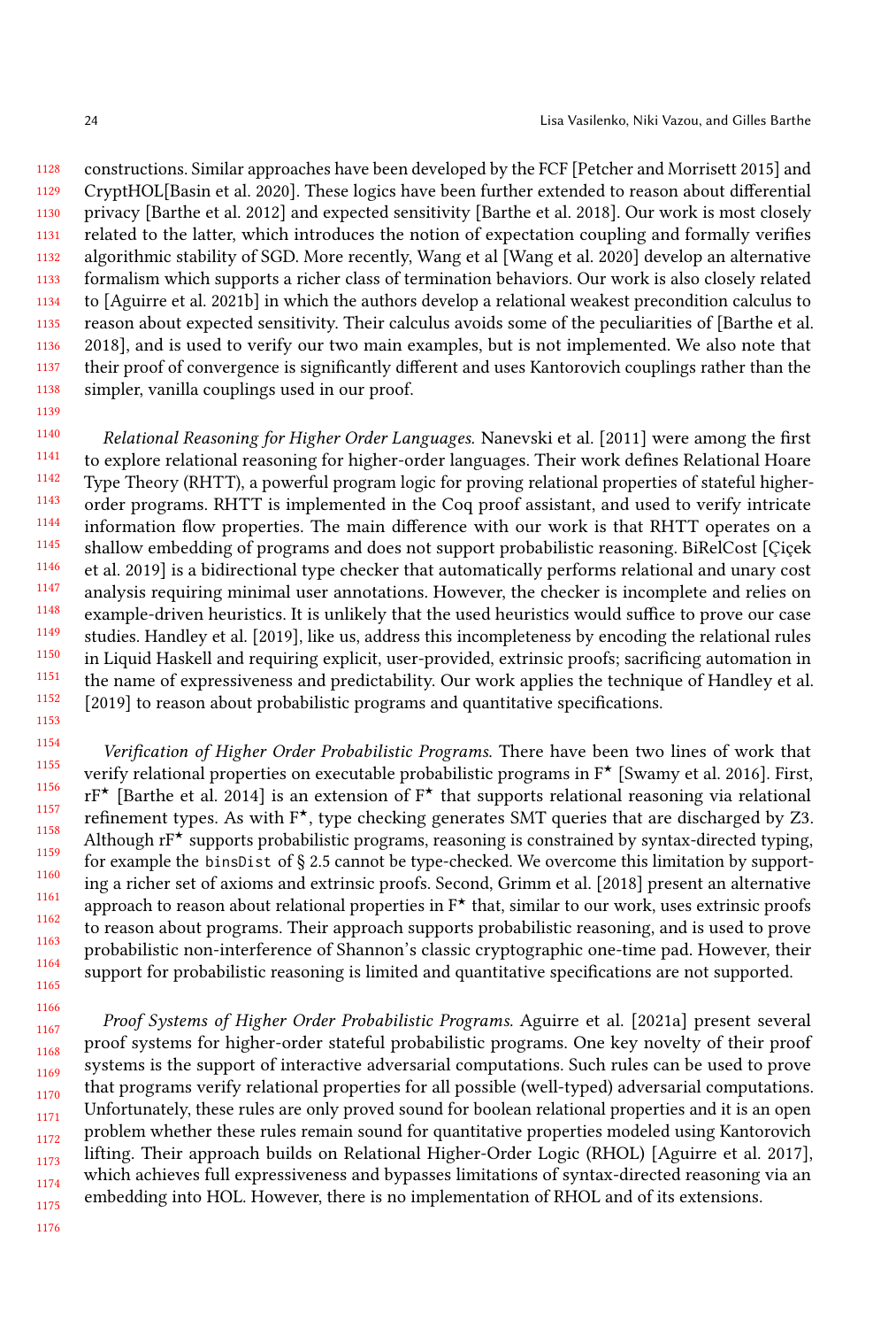constructions. Similar approaches have been developed by the FCF [Petcher and Morrisett 2015] and CryptHOL[Basin et al. 2020]. These logics have been further extended to reason about differential privacy [Barthe et al. 2012] and expected sensitivity [Barthe et al. 2018]. Our work is most closely related to the latter, which introduces the notion of expectation coupling and formally verifies algorithmic stability of SGD. More recently, Wang et al [Wang et al. 2020] develop an alternative formalism which supports a richer class of termination behaviors. Our work is also closely related to [Aguirre et al. 2021b] in which the authors develop a relational weakest precondition calculus to reason about expected sensitivity. Their calculus avoids some of the peculiarities of [Barthe et al. 2018], and is used to verify our two main examples, but is not implemented. We also note that their proof of convergence is significantly different and uses Kantorovich couplings rather than the simpler, vanilla couplings used in our proof.

*Relational Reasoning for Higher Order Languages.* Nanevski et al. [2011] were among the first to explore relational reasoning for higher-order languages. Their work defines Relational Hoare Type Theory (RHTT), a powerful program logic for proving relational properties of stateful higher-order programs. RHTT is implemented in the Coq proof assistant, and used to verify intricate information flow properties. The main difference with our work is that RHTT operates on a shallow embedding of programs and does not support probabilistic reasoning. BiRelCost [Çiçek et al. 2019] is a bidirectional type checker that automatically performs relational and unary cost analysis requiring minimal user annotations. However, the checker is incomplete and relies on example-driven heuristics. It is unlikely that the used heuristics would suffice to prove our case studies. Handley et al. [2019], like us, address this incompleteness by encoding the relational rules in Liquid Haskell and requiring explicit, user-provided, extrinsic proofs; sacrificing automation in the name of expressiveness and predictability. Our work applies the technique of Handley et al. [2019] to reason about probabilistic programs and quantitative specifications.

*Verification of Higher Order Probabilistic Programs.* There have been two lines of work that verify relational properties on executable probabilistic programs in F⋆ [Swamy et al. 2016]. First, rF⋆ [Barthe et al. 2014] is an extension of F⋆ that supports relational reasoning via relational refinement types. As with F⋆, type checking generates SMT queries that are discharged by Z3. Although rF⋆ supports probabilistic programs, reasoning is constrained by syntax-directed typing, for example the `binsDist` of § 2.5 cannot be type-checked. We overcome this limitation by supporting a richer set of axioms and extrinsic proofs. Second, Grimm et al. [2018] present an alternative approach to reason about relational properties in F⋆ that, similar to our work, uses extrinsic proofs to reason about programs. Their approach supports probabilistic reasoning, and is used to prove probabilistic non-interference of Shannon's classic cryptographic one-time pad. However, their support for probabilistic reasoning is limited and quantitative specifications are not supported.

*Proof Systems of Higher Order Probabilistic Programs.* Aguirre et al. [2021a] present several proof systems for higher-order stateful probabilistic programs. One key novelty of their proof systems is the support of interactive adversarial computations. Such rules can be used to prove that programs verify relational properties for all possible (well-typed) adversarial computations. Unfortunately, these rules are only proved sound for boolean relational properties and it is an open problem whether these rules remain sound for quantitative properties modeled using Kantorovich lifting. Their approach builds on Relational Higher-Order Logic (RHOL) [Aguirre et al. 2017], which achieves full expressiveness and bypasses limitations of syntax-directed reasoning via an embedding into HOL. However, there is no implementation of RHOL and of its extensions.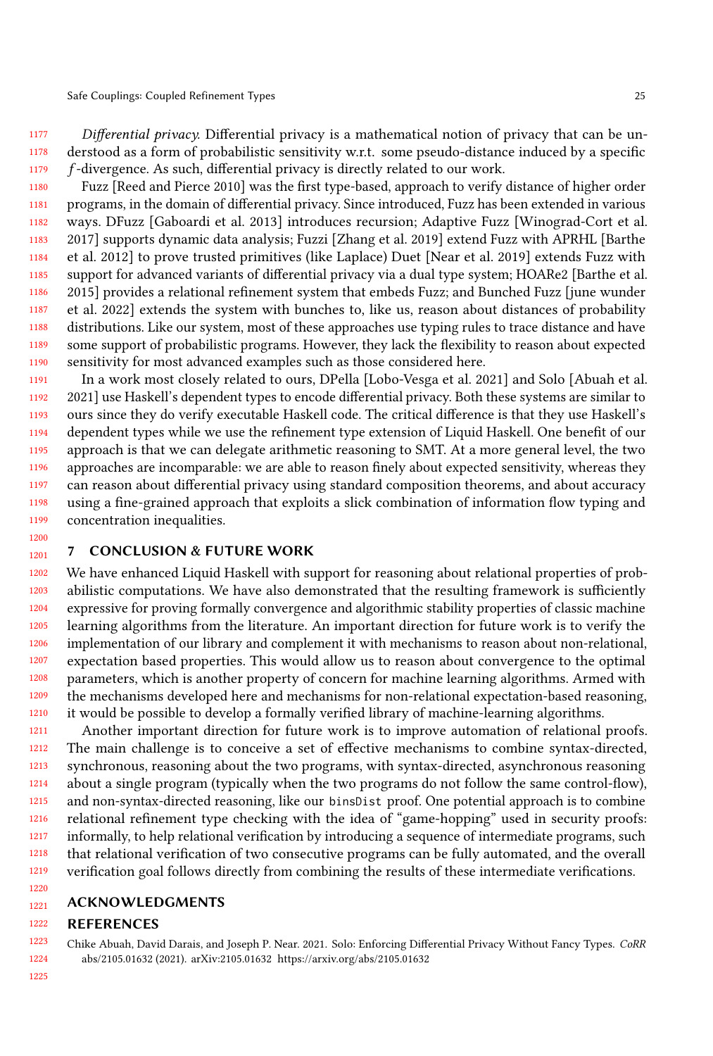*Differential privacy.* Differential privacy is a mathematical notion of privacy that can be understood as a form of probabilistic sensitivity w.r.t. some pseudo-distance induced by a specific $f$-divergence. As such, differential privacy is directly related to our work.

Fuzz [Reed and Pierce 2010] was the first type-based, approach to verify distance of higher order programs, in the domain of differential privacy. Since introduced, Fuzz has been extended in various ways. DFuzz [Gaboardi et al. 2013] introduces recursion; Adaptive Fuzz [Winograd-Cort et al. 2017] supports dynamic data analysis; Fuzzi [Zhang et al. 2019] extend Fuzz with APRHL [Barthe et al. 2012] to prove trusted primitives (like Laplace) Duet [Near et al. 2019] extends Fuzz with support for advanced variants of differential privacy via a dual type system; HOARe2 [Barthe et al. 2015] provides a relational refinement system that embeds Fuzz; and Bunched Fuzz [june wunder et al. 2022] extends the system with bunches to, like us, reason about distances of probability distributions. Like our system, most of these approaches use typing rules to trace distance and have some support of probabilistic programs. However, they lack the flexibility to reason about expected sensitivity for most advanced examples such as those considered here.

In a work most closely related to ours, DPella [Lobo-Vesga et al. 2021] and Solo [Abuah et al. 2021] use Haskell's dependent types to encode differential privacy. Both these systems are similar to ours since they do verify executable Haskell code. The critical difference is that they use Haskell's dependent types while we use the refinement type extension of Liquid Haskell. One benefit of our approach is that we can delegate arithmetic reasoning to SMT. At a more general level, the two approaches are incomparable: we are able to reason finely about expected sensitivity, whereas they can reason about differential privacy using standard composition theorems, and about accuracy using a fine-grained approach that exploits a slick combination of information flow typing and concentration inequalities.

## 7 CONCLUSION & FUTURE WORK

We have enhanced Liquid Haskell with support for reasoning about relational properties of probabilistic computations. We have also demonstrated that the resulting framework is sufficiently expressive for proving formally convergence and algorithmic stability properties of classic machine learning algorithms from the literature. An important direction for future work is to verify the implementation of our library and complement it with mechanisms to reason about non-relational, expectation based properties. This would allow us to reason about convergence to the optimal parameters, which is another property of concern for machine learning algorithms. Armed with the mechanisms developed here and mechanisms for non-relational expectation-based reasoning, it would be possible to develop a formally verified library of machine-learning algorithms.

Another important direction for future work is to improve automation of relational proofs. The main challenge is to conceive a set of effective mechanisms to combine syntax-directed, synchronous, reasoning about the two programs, with syntax-directed, asynchronous reasoning about a single program (typically when the two programs do not follow the same control-flow), and non-syntax-directed reasoning, like our `binsDist` proof. One potential approach is to combine relational refinement type checking with the idea of "game-hopping" used in security proofs: informally, to help relational verification by introducing a sequence of intermediate programs, such that relational verification of two consecutive programs can be fully automated, and the overall verification goal follows directly from combining the results of these intermediate verifications.

## ACKNOWLEDGMENTS

## REFERENCES

Chike Abuah, David Darais, and Joseph P. Near. 2021. Solo: Enforcing Differential Privacy Without Fancy Types. *CoRR* abs/2105.01632 (2021). arXiv:2105.01632 https://arxiv.org/abs/2105.01632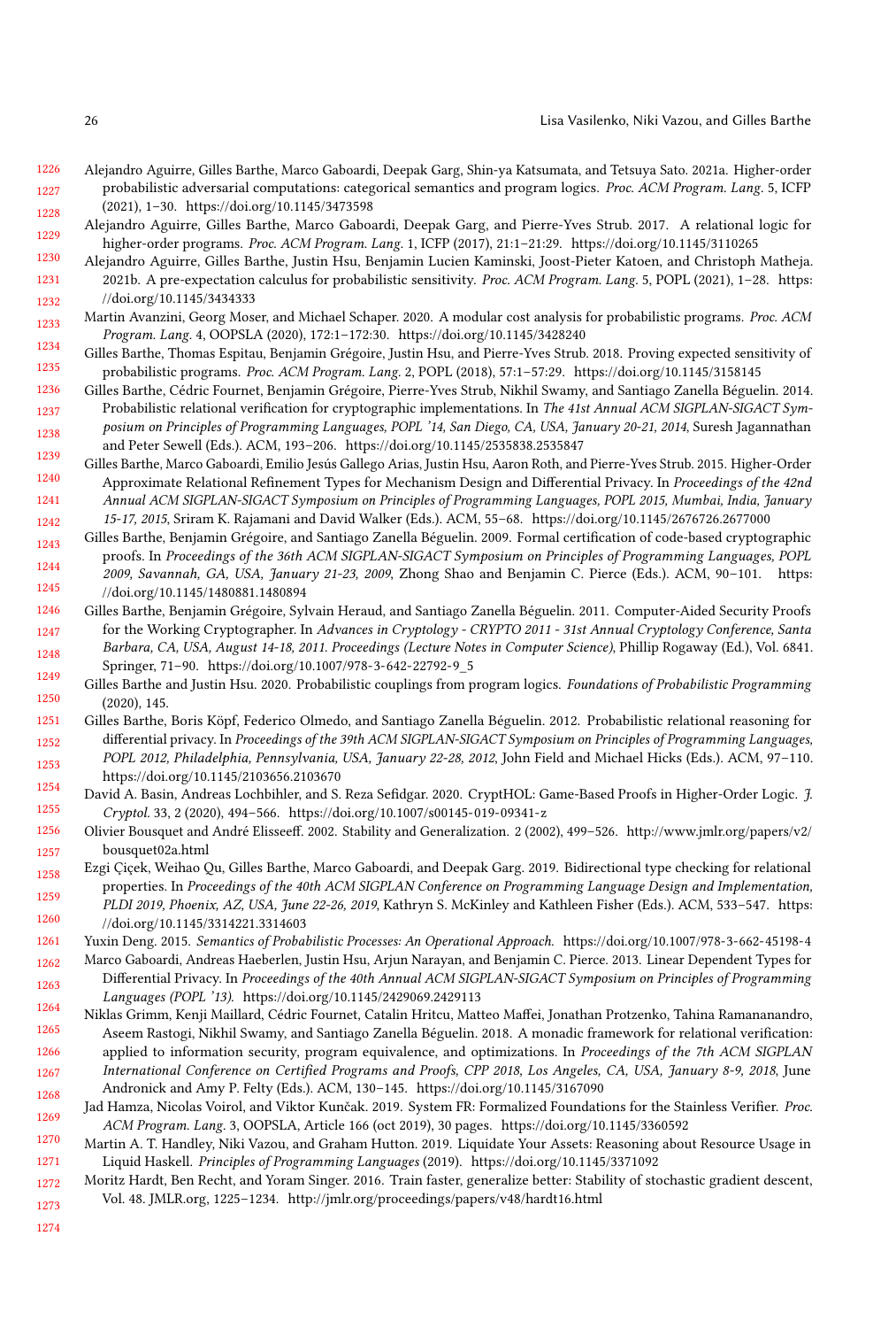Alejandro Aguirre, Gilles Barthe, Marco Gaboardi, Deepak Garg, Shin-ya Katsumata, and Tetsuya Sato. 2021a. Higher-order probabilistic adversarial computations: categorical semantics and program logics. *Proc. ACM Program. Lang.* 5, ICFP (2021), 1–30. https://doi.org/10.1145/3473598

Alejandro Aguirre, Gilles Barthe, Marco Gaboardi, Deepak Garg, and Pierre-Yves Strub. 2017. A relational logic for higher-order programs. *Proc. ACM Program. Lang.* 1, ICFP (2017), 21:1–21:29. https://doi.org/10.1145/3110265

Alejandro Aguirre, Gilles Barthe, Justin Hsu, Benjamin Lucien Kaminski, Joost-Pieter Katoen, and Christoph Matheja. 2021b. A pre-expectation calculus for probabilistic sensitivity. *Proc. ACM Program. Lang.* 5, POPL (2021), 1–28. https://doi.org/10.1145/3434333

Martin Avanzini, Georg Moser, and Michael Schaper. 2020. A modular cost analysis for probabilistic programs. *Proc. ACM Program. Lang.* 4, OOPSLA (2020), 172:1–172:30. https://doi.org/10.1145/3428240

Gilles Barthe, Thomas Espitau, Benjamin Grégoire, Justin Hsu, and Pierre-Yves Strub. 2018. Proving expected sensitivity of probabilistic programs. *Proc. ACM Program. Lang.* 2, POPL (2018), 57:1–57:29. https://doi.org/10.1145/3158145

Gilles Barthe, Cédric Fournet, Benjamin Grégoire, Pierre-Yves Strub, Nikhil Swamy, and Santiago Zanella Béguelin. 2014. Probabilistic relational verification for cryptographic implementations. In *The 41st Annual ACM SIGPLAN-SIGACT Symposium on Principles of Programming Languages, POPL '14, San Diego, CA, USA, January 20-21, 2014*, Suresh Jagannathan and Peter Sewell (Eds.). ACM, 193–206. https://doi.org/10.1145/2535838.2535847

Gilles Barthe, Marco Gaboardi, Emilio Jesús Gallego Arias, Justin Hsu, Aaron Roth, and Pierre-Yves Strub. 2015. Higher-Order Approximate Relational Refinement Types for Mechanism Design and Differential Privacy. In *Proceedings of the 42nd Annual ACM SIGPLAN-SIGACT Symposium on Principles of Programming Languages, POPL 2015, Mumbai, India, January 15-17, 2015*, Sriram K. Rajamani and David Walker (Eds.). ACM, 55–68. https://doi.org/10.1145/2676726.2677000

Gilles Barthe, Benjamin Grégoire, and Santiago Zanella Béguelin. 2009. Formal certification of code-based cryptographic proofs. In *Proceedings of the 36th ACM SIGPLAN-SIGACT Symposium on Principles of Programming Languages, POPL 2009, Savannah, GA, USA, January 21-23, 2009*, Zhong Shao and Benjamin C. Pierce (Eds.). ACM, 90–101. https://doi.org/10.1145/1480881.1480894

Gilles Barthe, Benjamin Grégoire, Sylvain Heraud, and Santiago Zanella Béguelin. 2011. Computer-Aided Security Proofs for the Working Cryptographer. In *Advances in Cryptology - CRYPTO 2011 - 31st Annual Cryptology Conference, Santa Barbara, CA, USA, August 14-18, 2011. Proceedings (Lecture Notes in Computer Science)*, Phillip Rogaway (Ed.), Vol. 6841. Springer, 71–90. https://doi.org/10.1007/978-3-642-22792-9_5

Gilles Barthe and Justin Hsu. 2020. Probabilistic couplings from program logics. *Foundations of Probabilistic Programming* (2020), 145.

Gilles Barthe, Boris Köpf, Federico Olmedo, and Santiago Zanella Béguelin. 2012. Probabilistic relational reasoning for differential privacy. In *Proceedings of the 39th ACM SIGPLAN-SIGACT Symposium on Principles of Programming Languages, POPL 2012, Philadelphia, Pennsylvania, USA, January 22-28, 2012*, John Field and Michael Hicks (Eds.). ACM, 97–110. https://doi.org/10.1145/2103656.2103670

David A. Basin, Andreas Lochbihler, and S. Reza Sefidgar. 2020. CryptHOL: Game-Based Proofs in Higher-Order Logic. *J. Cryptol.* 33, 2 (2020), 494–566. https://doi.org/10.1007/s00145-019-09341-z

Olivier Bousquet and André Elisseeff. 2002. Stability and Generalization. 2 (2002), 499–526. http://www.jmlr.org/papers/v2/bousquet02a.html

Ezgi Çiçek, Weihao Qu, Gilles Barthe, Marco Gaboardi, and Deepak Garg. 2019. Bidirectional type checking for relational properties. In *Proceedings of the 40th ACM SIGPLAN Conference on Programming Language Design and Implementation, PLDI 2019, Phoenix, AZ, USA, June 22-26, 2019*, Kathryn S. McKinley and Kathleen Fisher (Eds.). ACM, 533–547. https://doi.org/10.1145/3314221.3314603

Yuxin Deng. 2015. *Semantics of Probabilistic Processes: An Operational Approach.* https://doi.org/10.1007/978-3-662-45198-4

Marco Gaboardi, Andreas Haeberlen, Justin Hsu, Arjun Narayan, and Benjamin C. Pierce. 2013. Linear Dependent Types for Differential Privacy. In *Proceedings of the 40th Annual ACM SIGPLAN-SIGACT Symposium on Principles of Programming Languages (POPL '13)*. https://doi.org/10.1145/2429069.2429113

Niklas Grimm, Kenji Maillard, Cédric Fournet, Catalin Hritcu, Matteo Maffei, Jonathan Protzenko, Tahina Ramananandro, Aseem Rastogi, Nikhil Swamy, and Santiago Zanella Béguelin. 2018. A monadic framework for relational verification: applied to information security, program equivalence, and optimizations. In *Proceedings of the 7th ACM SIGPLAN International Conference on Certified Programs and Proofs, CPP 2018, Los Angeles, CA, USA, January 8-9, 2018*, June Andronick and Amy P. Felty (Eds.). ACM, 130–145. https://doi.org/10.1145/3167090

Jad Hamza, Nicolas Voirol, and Viktor Kunčak. 2019. System FR: Formalized Foundations for the Stainless Verifier. *Proc. ACM Program. Lang.* 3, OOPSLA, Article 166 (oct 2019), 30 pages. https://doi.org/10.1145/3360592

Martin A. T. Handley, Niki Vazou, and Graham Hutton. 2019. Liquidate Your Assets: Reasoning about Resource Usage in Liquid Haskell. *Principles of Programming Languages* (2019). https://doi.org/10.1145/3371092

Moritz Hardt, Ben Recht, and Yoram Singer. 2016. Train faster, generalize better: Stability of stochastic gradient descent, Vol. 48. JMLR.org, 1225–1234. http://jmlr.org/proceedings/papers/v48/hardt16.html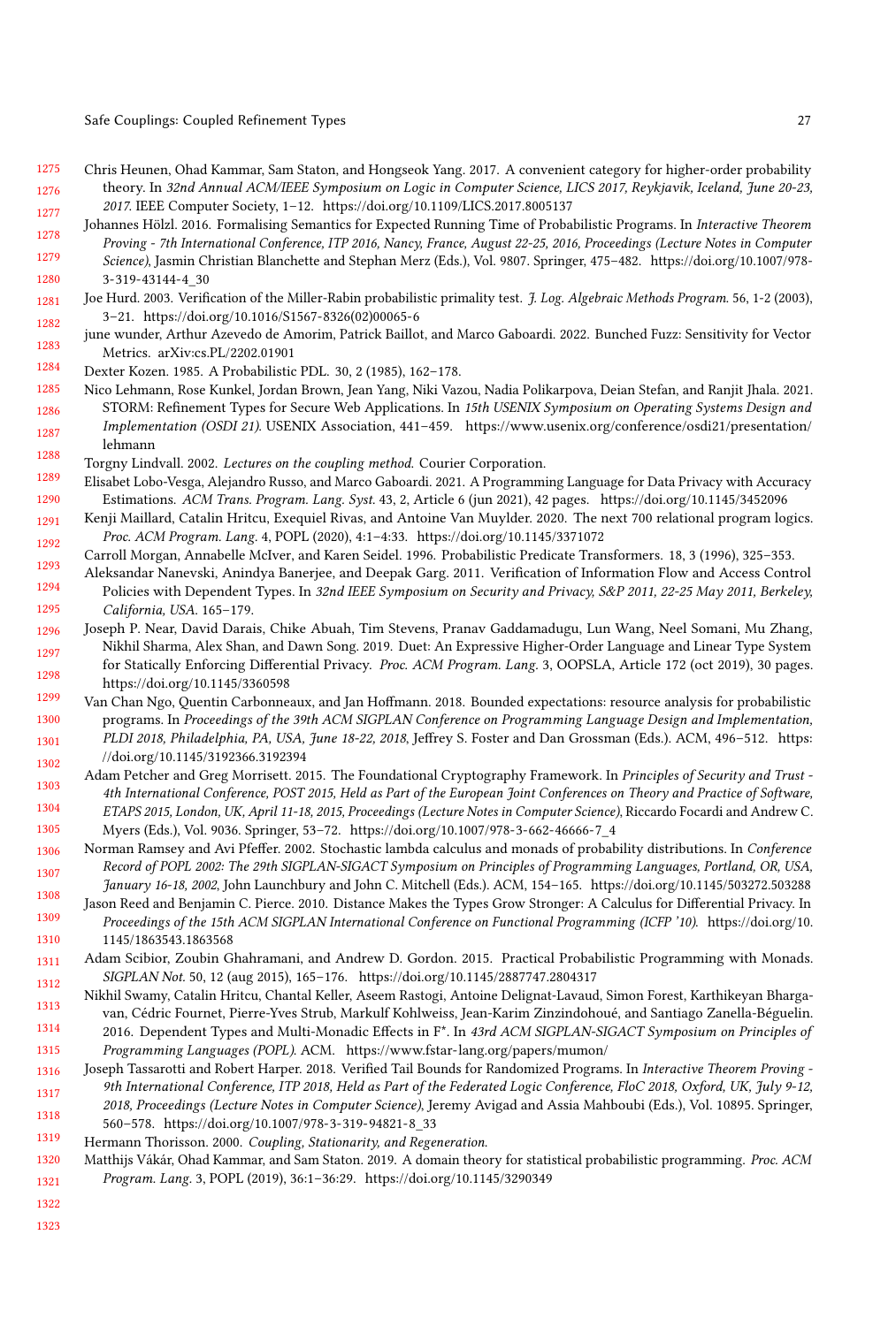Chris Heunen, Ohad Kammar, Sam Staton, and Hongseok Yang. 2017. A convenient category for higher-order probability theory. In *32nd Annual ACM/IEEE Symposium on Logic in Computer Science, LICS 2017, Reykjavik, Iceland, June 20-23, 2017*. IEEE Computer Society, 1–12. https://doi.org/10.1109/LICS.2017.8005137

Johannes Hölzl. 2016. Formalising Semantics for Expected Running Time of Probabilistic Programs. In *Interactive Theorem Proving - 7th International Conference, ITP 2016, Nancy, France, August 22-25, 2016, Proceedings (Lecture Notes in Computer Science)*, Jasmin Christian Blanchette and Stephan Merz (Eds.), Vol. 9807. Springer, 475–482. https://doi.org/10.1007/978-3-319-43144-4_30

Joe Hurd. 2003. Verification of the Miller-Rabin probabilistic primality test. *J. Log. Algebraic Methods Program.* 56, 1-2 (2003), 3–21. https://doi.org/10.1016/S1567-8326(02)00065-6

june wunder, Arthur Azevedo de Amorim, Patrick Baillot, and Marco Gaboardi. 2022. Bunched Fuzz: Sensitivity for Vector Metrics. arXiv:cs.PL/2202.01901

Dexter Kozen. 1985. A Probabilistic PDL. 30, 2 (1985), 162–178.

Nico Lehmann, Rose Kunkel, Jordan Brown, Jean Yang, Niki Vazou, Nadia Polikarpova, Deian Stefan, and Ranjit Jhala. 2021. STORM: Refinement Types for Secure Web Applications. In *15th USENIX Symposium on Operating Systems Design and Implementation (OSDI 21)*. USENIX Association, 441–459. https://www.usenix.org/conference/osdi21/presentation/lehmann

Torgny Lindvall. 2002. *Lectures on the coupling method*. Courier Corporation.

Elisabet Lobo-Vesga, Alejandro Russo, and Marco Gaboardi. 2021. A Programming Language for Data Privacy with Accuracy Estimations. *ACM Trans. Program. Lang. Syst.* 43, 2, Article 6 (jun 2021), 42 pages. https://doi.org/10.1145/3452096

Kenji Maillard, Catalin Hritcu, Exequiel Rivas, and Antoine Van Muylder. 2020. The next 700 relational program logics. *Proc. ACM Program. Lang.* 4, POPL (2020), 4:1–4:33. https://doi.org/10.1145/3371072

Carroll Morgan, Annabelle McIver, and Karen Seidel. 1996. Probabilistic Predicate Transformers. 18, 3 (1996), 325–353.

Aleksandar Nanevski, Anindya Banerjee, and Deepak Garg. 2011. Verification of Information Flow and Access Control Policies with Dependent Types. In *32nd IEEE Symposium on Security and Privacy, S&P 2011, 22-25 May 2011, Berkeley, California, USA*. 165–179.

Joseph P. Near, David Darais, Chike Abuah, Tim Stevens, Pranav Gaddamadugu, Lun Wang, Neel Somani, Mu Zhang, Nikhil Sharma, Alex Shan, and Dawn Song. 2019. Duet: An Expressive Higher-Order Language and Linear Type System for Statically Enforcing Differential Privacy. *Proc. ACM Program. Lang.* 3, OOPSLA, Article 172 (oct 2019), 30 pages. https://doi.org/10.1145/3360598

Van Chan Ngo, Quentin Carbonneaux, and Jan Hoffmann. 2018. Bounded expectations: resource analysis for probabilistic programs. In *Proceedings of the 39th ACM SIGPLAN Conference on Programming Language Design and Implementation, PLDI 2018, Philadelphia, PA, USA, June 18-22, 2018*, Jeffrey S. Foster and Dan Grossman (Eds.). ACM, 496–512. https://doi.org/10.1145/3192366.3192394

Adam Petcher and Greg Morrisett. 2015. The Foundational Cryptography Framework. In *Principles of Security and Trust - 4th International Conference, POST 2015, Held as Part of the European Joint Conferences on Theory and Practice of Software, ETAPS 2015, London, UK, April 11-18, 2015, Proceedings (Lecture Notes in Computer Science)*, Riccardo Focardi and Andrew C. Myers (Eds.), Vol. 9036. Springer, 53–72. https://doi.org/10.1007/978-3-662-46666-7_4

Norman Ramsey and Avi Pfeffer. 2002. Stochastic lambda calculus and monads of probability distributions. In *Conference Record of POPL 2002: The 29th SIGPLAN-SIGACT Symposium on Principles of Programming Languages, Portland, OR, USA, January 16-18, 2002*, John Launchbury and John C. Mitchell (Eds.). ACM, 154–165. https://doi.org/10.1145/503272.503288

Jason Reed and Benjamin C. Pierce. 2010. Distance Makes the Types Grow Stronger: A Calculus for Differential Privacy. In *Proceedings of the 15th ACM SIGPLAN International Conference on Functional Programming (ICFP '10)*. https://doi.org/10.1145/1863543.1863568

Adam Scibior, Zoubin Ghahramani, and Andrew D. Gordon. 2015. Practical Probabilistic Programming with Monads. *SIGPLAN Not.* 50, 12 (aug 2015), 165–176. https://doi.org/10.1145/2887747.2804317

Nikhil Swamy, Catalin Hritcu, Chantal Keller, Aseem Rastogi, Antoine Delignat-Lavaud, Simon Forest, Karthikeyan Bhargavan, Cédric Fournet, Pierre-Yves Strub, Markulf Kohlweiss, Jean-Karim Zinzindohoué, and Santiago Zanella-Béguelin. 2016. Dependent Types and Multi-Monadic Effects in F*. In *43rd ACM SIGPLAN-SIGACT Symposium on Principles of Programming Languages (POPL)*. ACM. https://www.fstar-lang.org/papers/mumon/

Joseph Tassarotti and Robert Harper. 2018. Verified Tail Bounds for Randomized Programs. In *Interactive Theorem Proving - 9th International Conference, ITP 2018, Held as Part of the Federated Logic Conference, FloC 2018, Oxford, UK, July 9-12, 2018, Proceedings (Lecture Notes in Computer Science)*, Jeremy Avigad and Assia Mahboubi (Eds.), Vol. 10895. Springer, 560–578. https://doi.org/10.1007/978-3-319-94821-8_33

Hermann Thorisson. 2000. *Coupling, Stationarity, and Regeneration*.

Matthijs Vákár, Ohad Kammar, and Sam Staton. 2019. A domain theory for statistical probabilistic programming. *Proc. ACM Program. Lang.* 3, POPL (2019), 36:1–36:29. https://doi.org/10.1145/3290349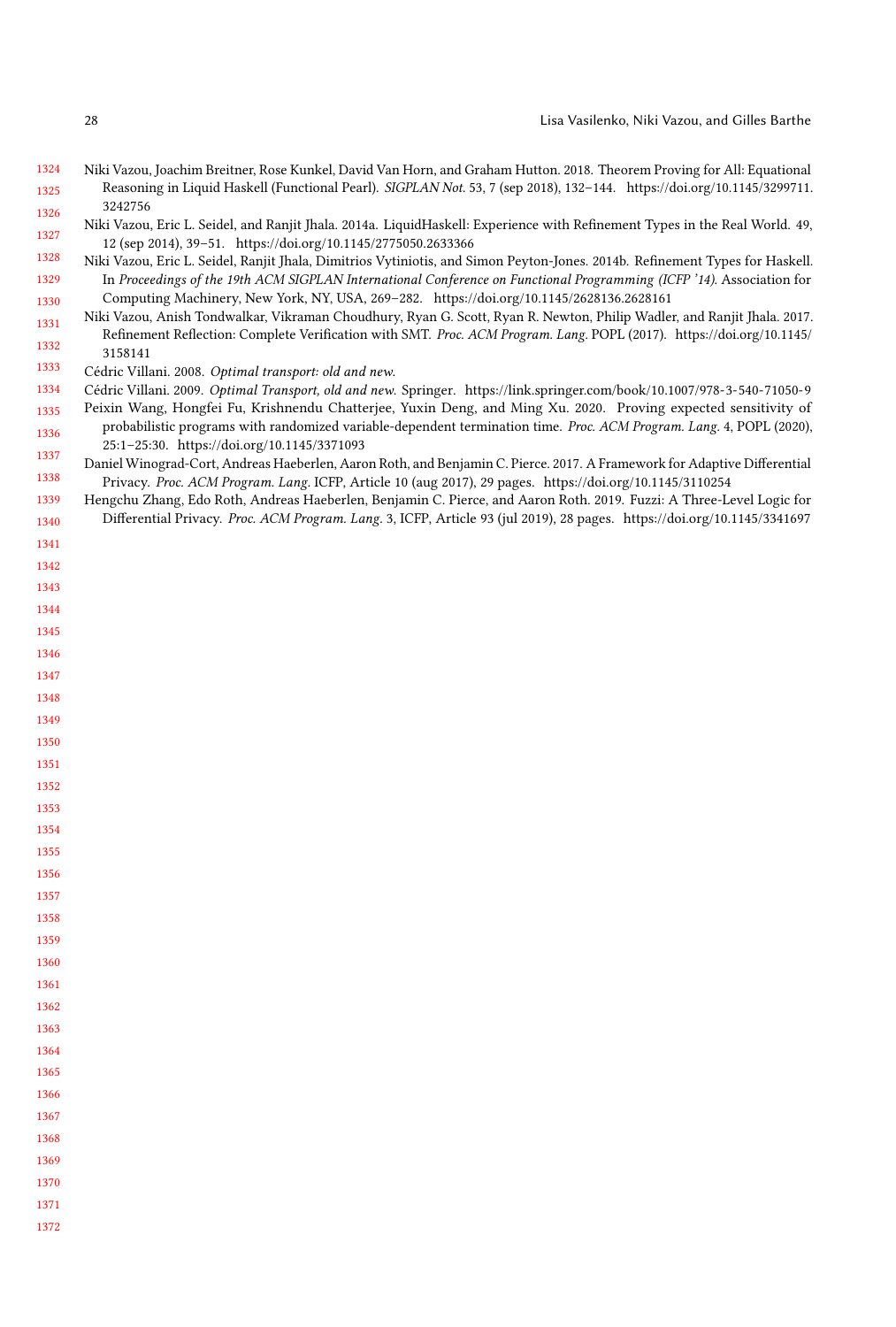Niki Vazou, Joachim Breitner, Rose Kunkel, David Van Horn, and Graham Hutton. 2018. Theorem Proving for All: Equational Reasoning in Liquid Haskell (Functional Pearl). *SIGPLAN Not.* 53, 7 (sep 2018), 132–144. https://doi.org/10.1145/3299711.3242756

Niki Vazou, Eric L. Seidel, and Ranjit Jhala. 2014a. LiquidHaskell: Experience with Refinement Types in the Real World. 49, 12 (sep 2014), 39–51. https://doi.org/10.1145/2775050.2633366

Niki Vazou, Eric L. Seidel, Ranjit Jhala, Dimitrios Vytiniotis, and Simon Peyton-Jones. 2014b. Refinement Types for Haskell. In *Proceedings of the 19th ACM SIGPLAN International Conference on Functional Programming (ICFP '14)*. Association for Computing Machinery, New York, NY, USA, 269–282. https://doi.org/10.1145/2628136.2628161

Niki Vazou, Anish Tondwalkar, Vikraman Choudhury, Ryan G. Scott, Ryan R. Newton, Philip Wadler, and Ranjit Jhala. 2017. Refinement Reflection: Complete Verification with SMT. *Proc. ACM Program. Lang.* POPL (2017). https://doi.org/10.1145/3158141

Cédric Villani. 2008. *Optimal transport: old and new.*

Cédric Villani. 2009. *Optimal Transport, old and new.* Springer. https://link.springer.com/book/10.1007/978-3-540-71050-9

Peixin Wang, Hongfei Fu, Krishnendu Chatterjee, Yuxin Deng, and Ming Xu. 2020. Proving expected sensitivity of probabilistic programs with randomized variable-dependent termination time. *Proc. ACM Program. Lang.* 4, POPL (2020), 25:1–25:30. https://doi.org/10.1145/3371093

Daniel Winograd-Cort, Andreas Haeberlen, Aaron Roth, and Benjamin C. Pierce. 2017. A Framework for Adaptive Differential Privacy. *Proc. ACM Program. Lang.* ICFP, Article 10 (aug 2017), 29 pages. https://doi.org/10.1145/3110254

Hengchu Zhang, Edo Roth, Andreas Haeberlen, Benjamin C. Pierce, and Aaron Roth. 2019. Fuzzi: A Three-Level Logic for Differential Privacy. *Proc. ACM Program. Lang.* 3, ICFP, Article 93 (jul 2019), 28 pages. https://doi.org/10.1145/3341697